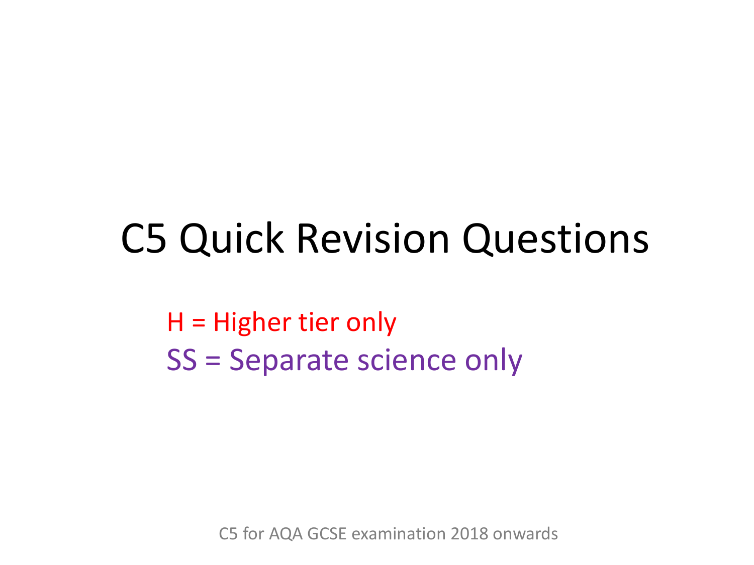# C5 Quick Revision Questions

H = Higher tier only

SS = Separate science only

C5 for AQA GCSE examination 2018 onwards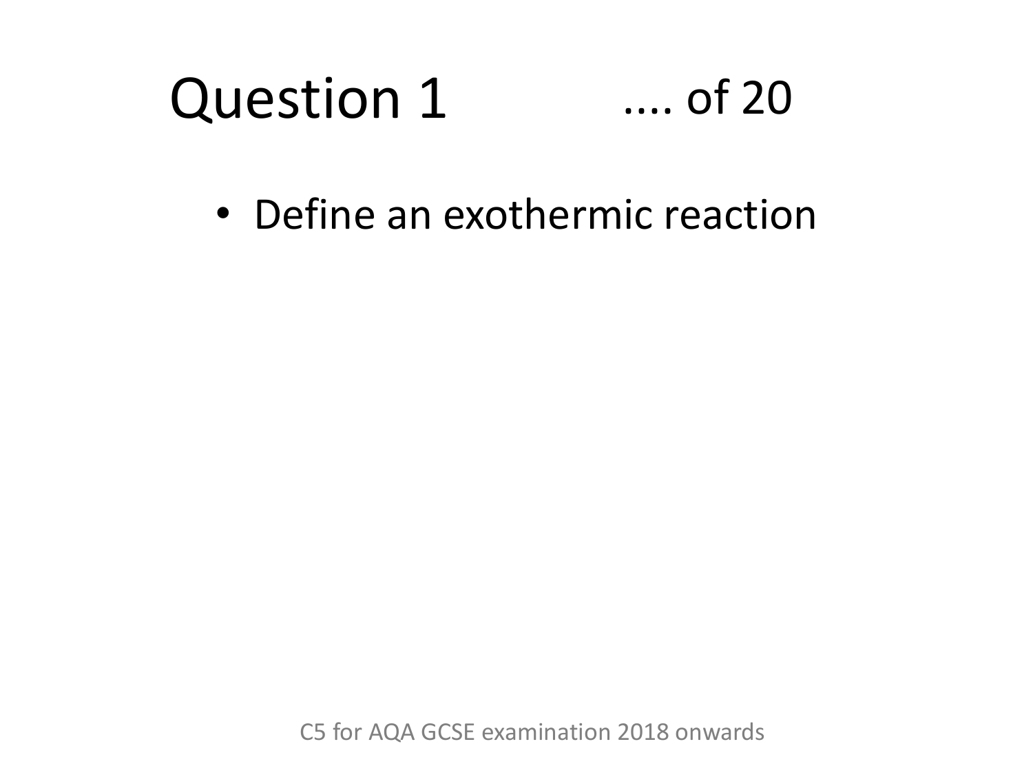# Question 1 .... of 20

- Define an exothermic reaction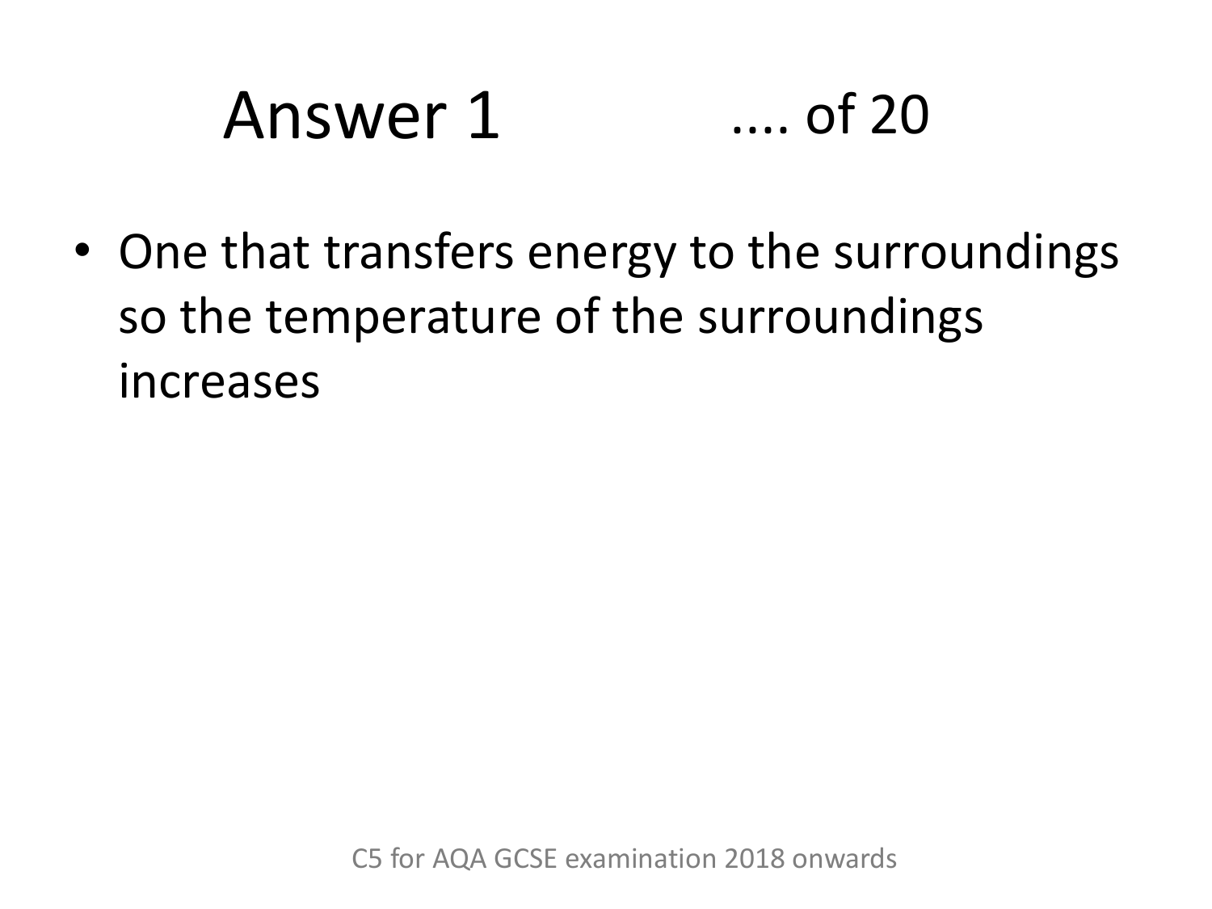# Answer 1 .... of 20

- One that transfers energy to the surroundings so the temperature of the surroundings increases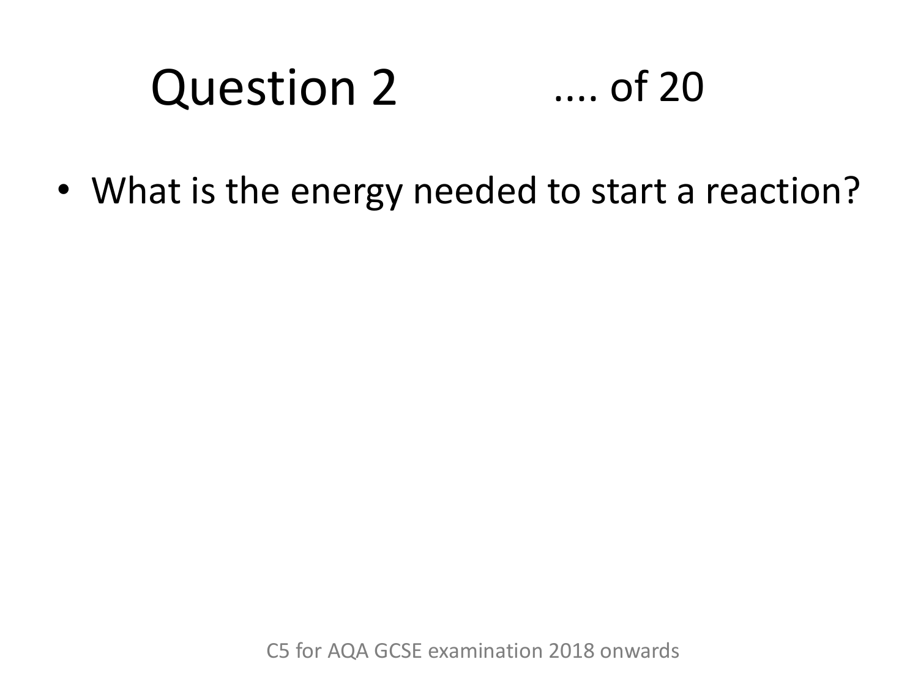# Question 2 .... of 20

- What is the energy needed to start a reaction?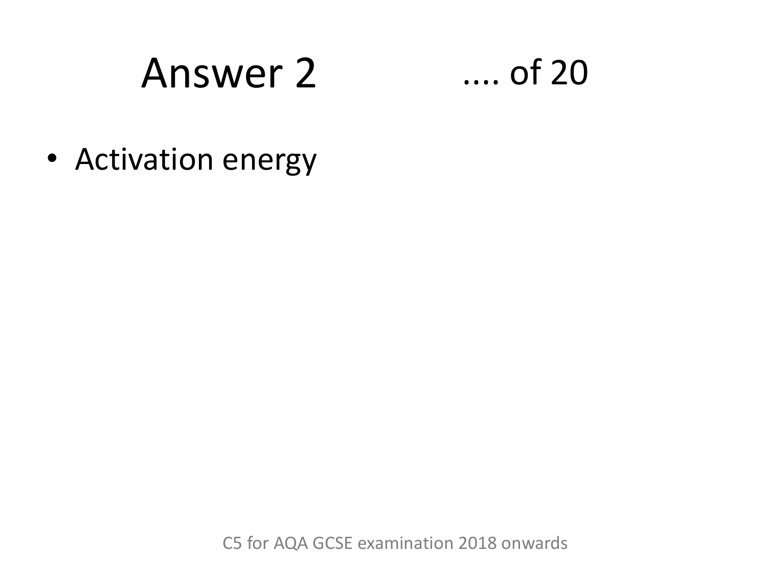# Answer 2 .... of 20

- Activation energy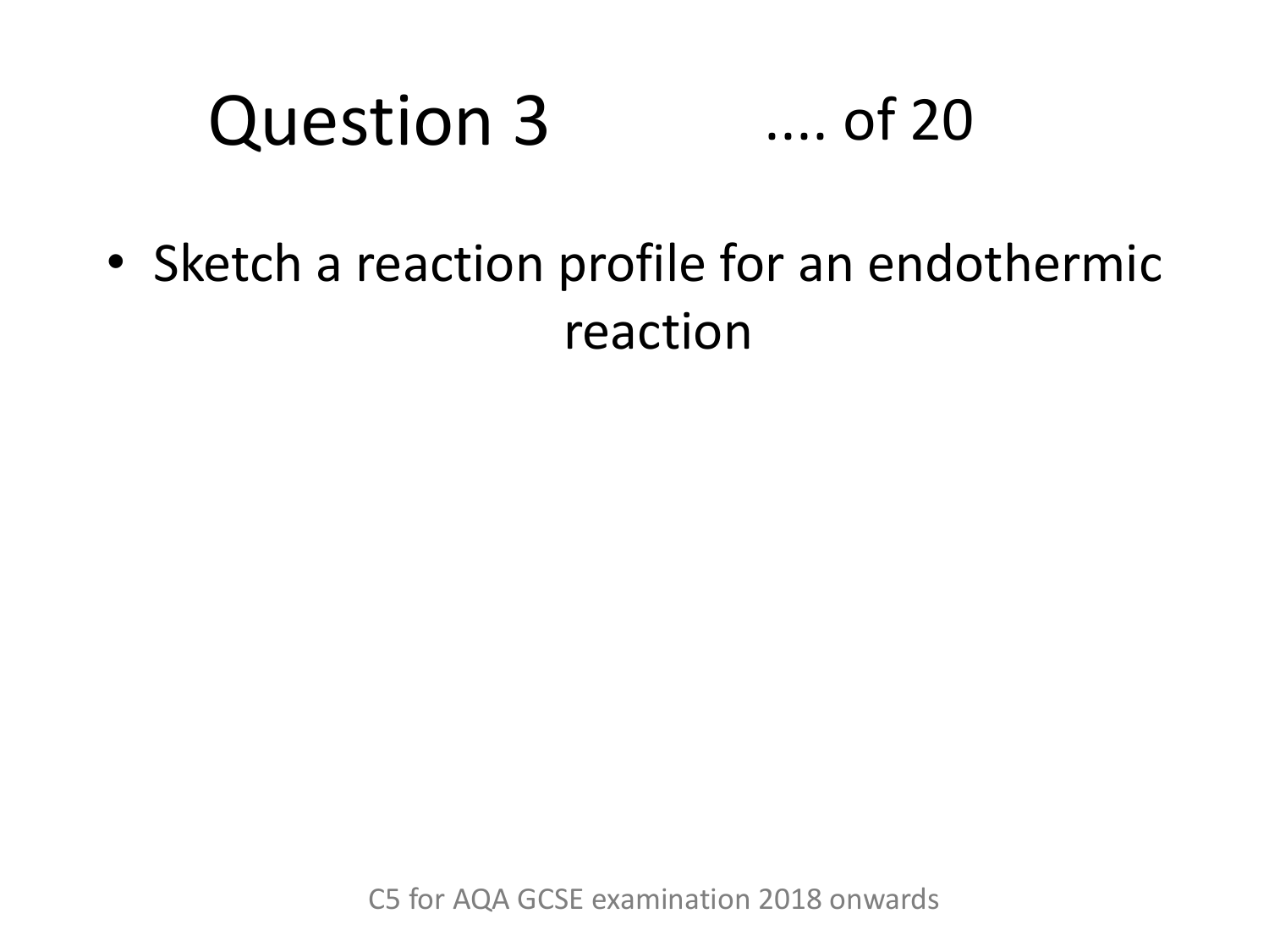# Question 3 .... of 20

- Sketch a reaction profile for an endothermic reaction

C5 for AQA GCSE examination 2018 onwards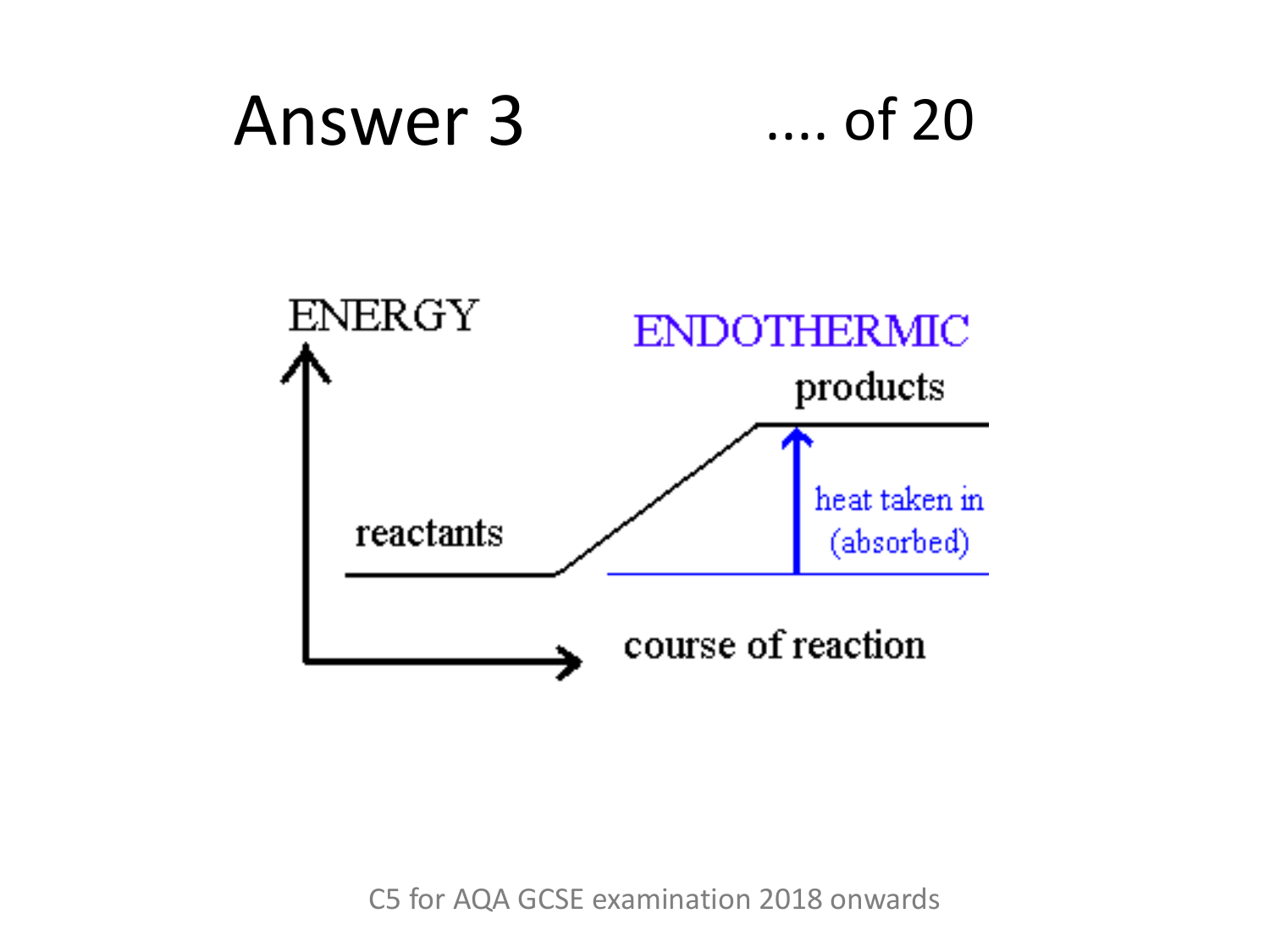# Answer 3

.... of 20

ENERGY

ENDOTHERMIC

products

heat taken in (absorbed)

reactants

course of reaction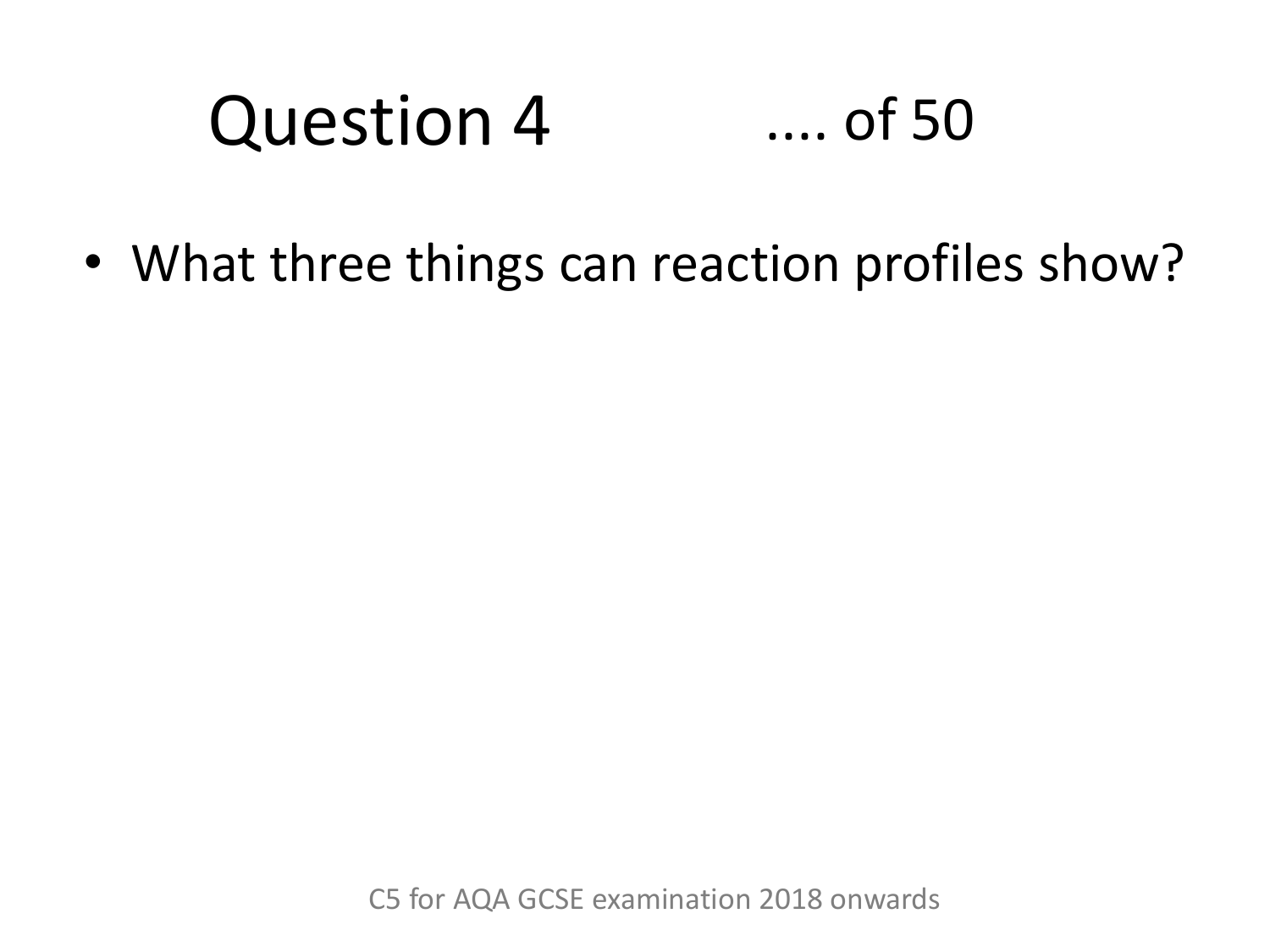# Question 4 .... of 50

- What three things can reaction profiles show?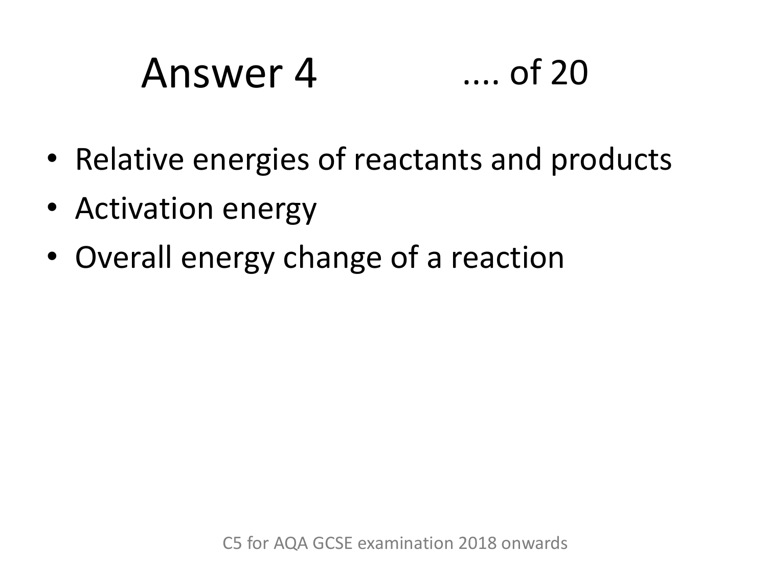# Answer 4 .... of 20

- Relative energies of reactants and products
- Activation energy
- Overall energy change of a reaction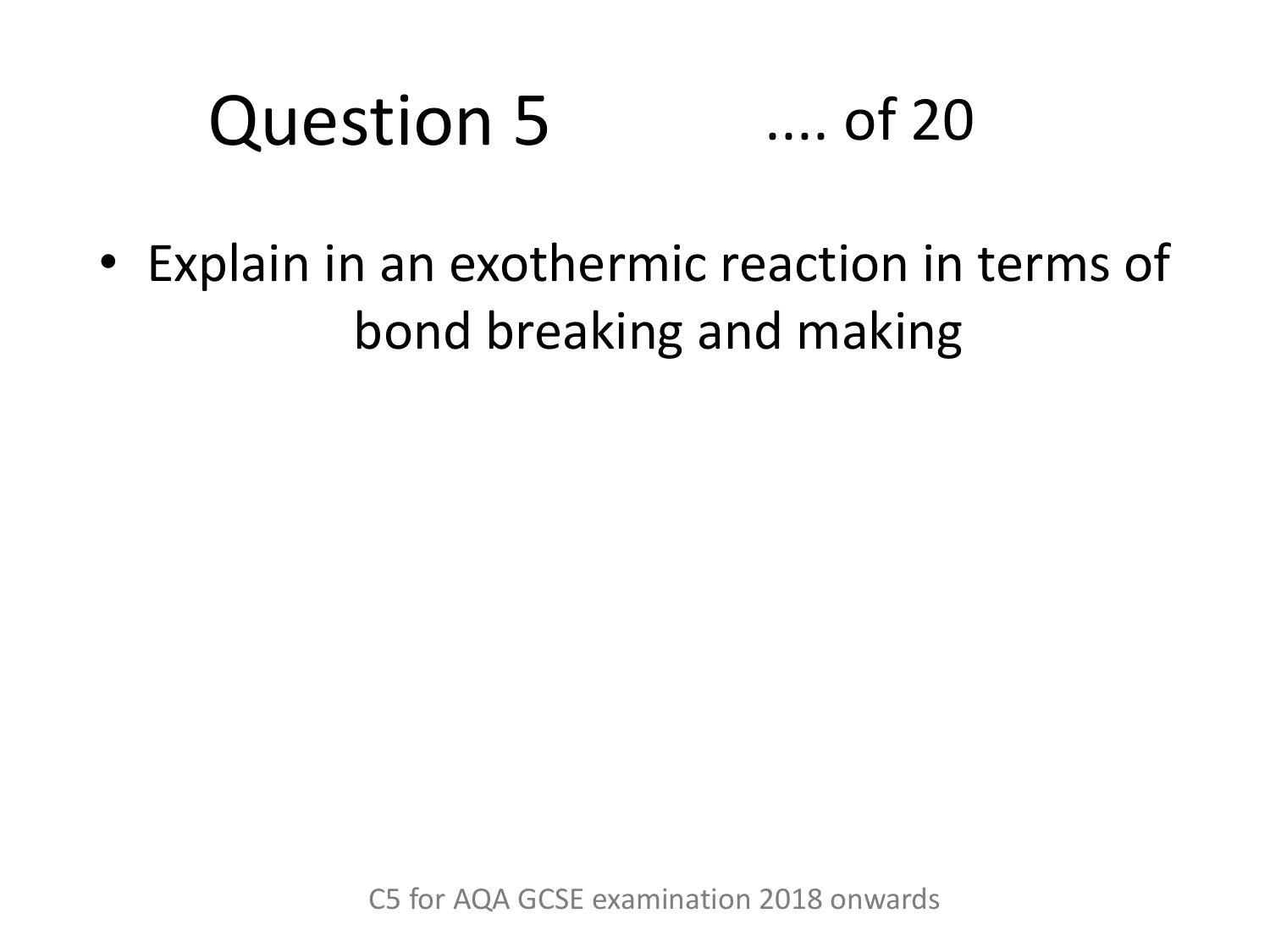# Question 5 .... of 20

- Explain in an exothermic reaction in terms of bond breaking and making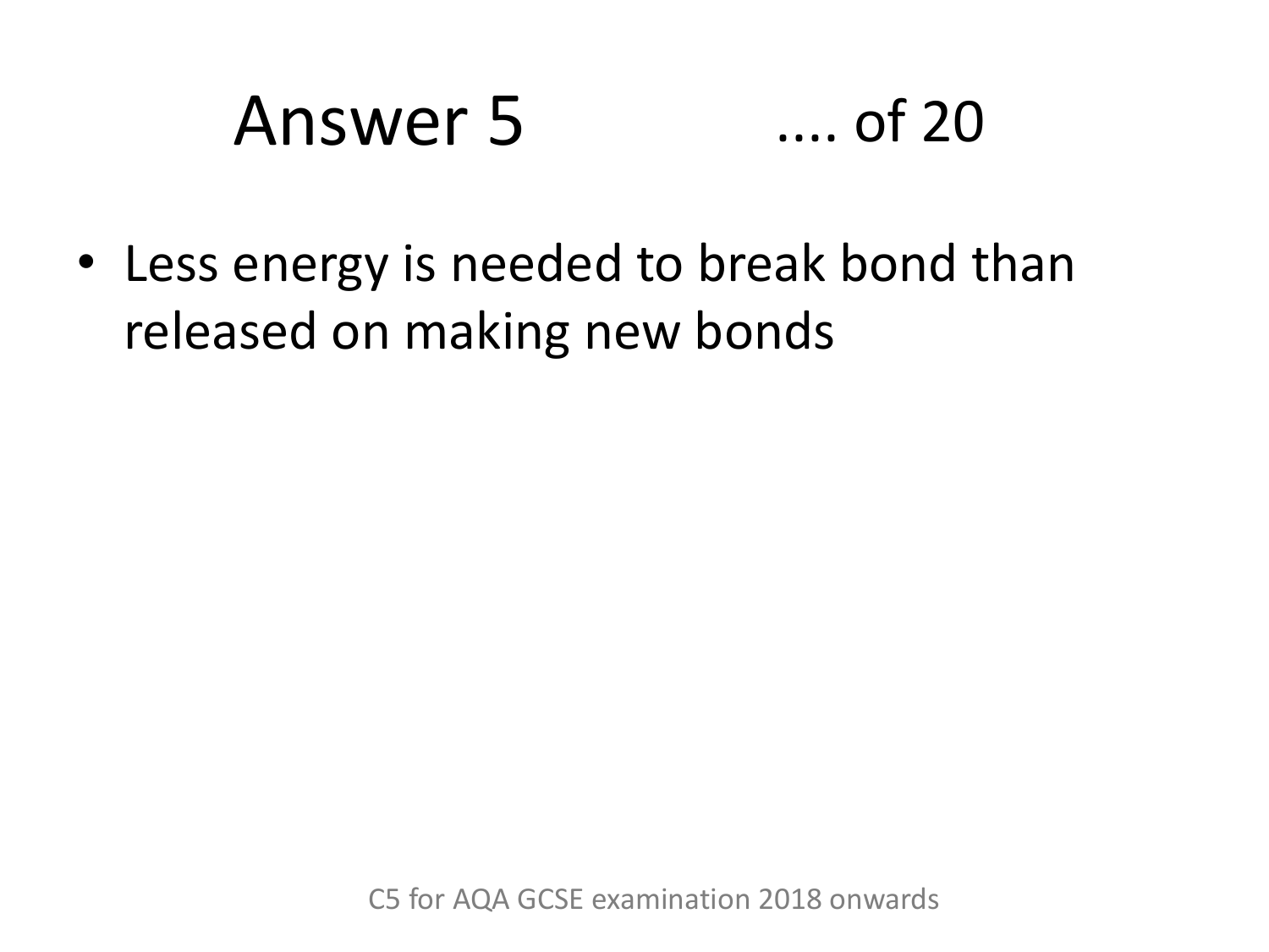# Answer 5 .... of 20

- Less energy is needed to break bond than released on making new bonds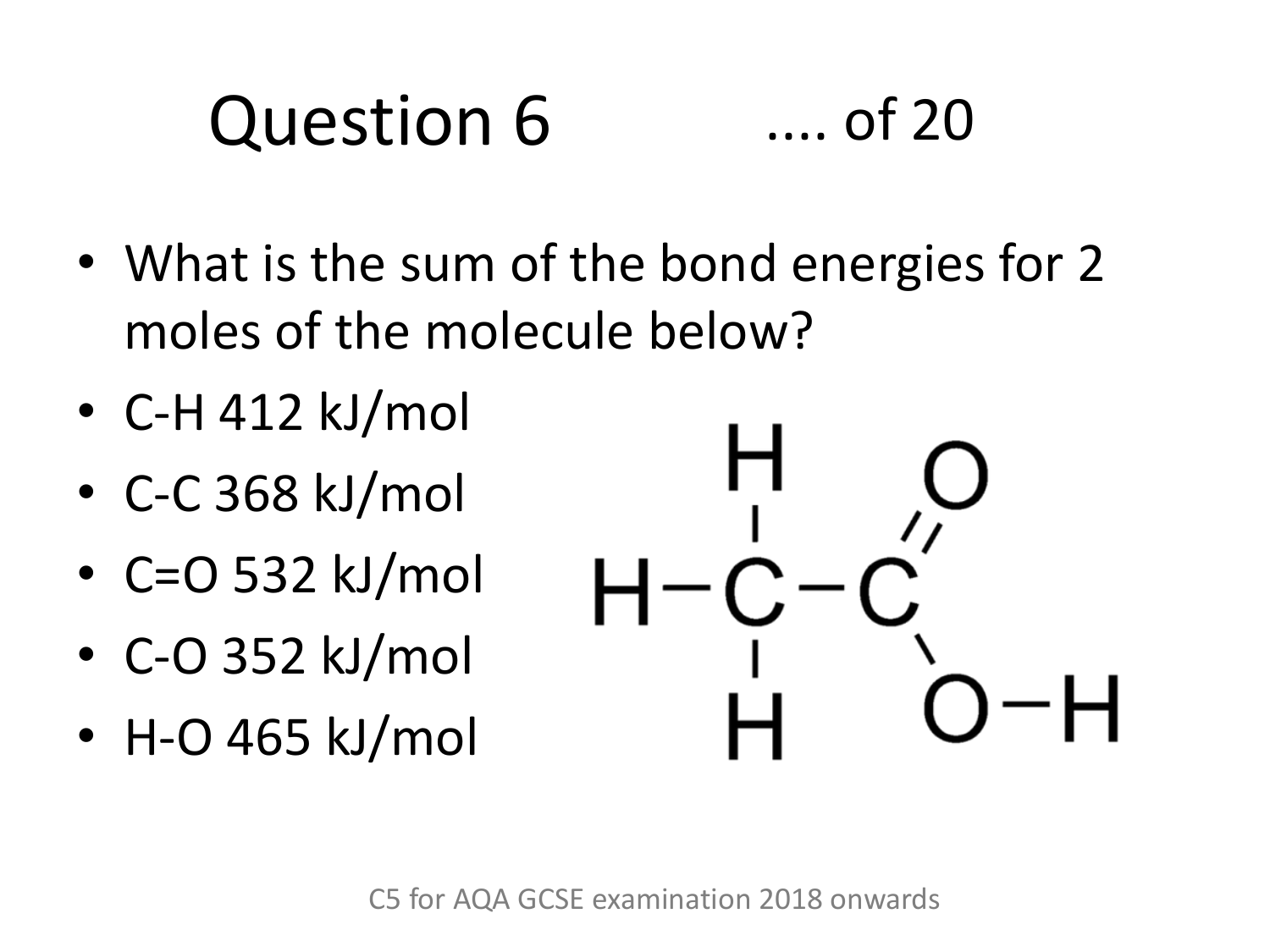# Question 6

.... of 20

- What is the sum of the bond energies for 2 moles of the molecule below?
- C-H 412 kJ/mol
- C-C 368 kJ/mol
- C=O 532 kJ/mol
- C-O 352 kJ/mol
- H-O 465 kJ/mol

C5 for AQA GCSE examination 2018 onwards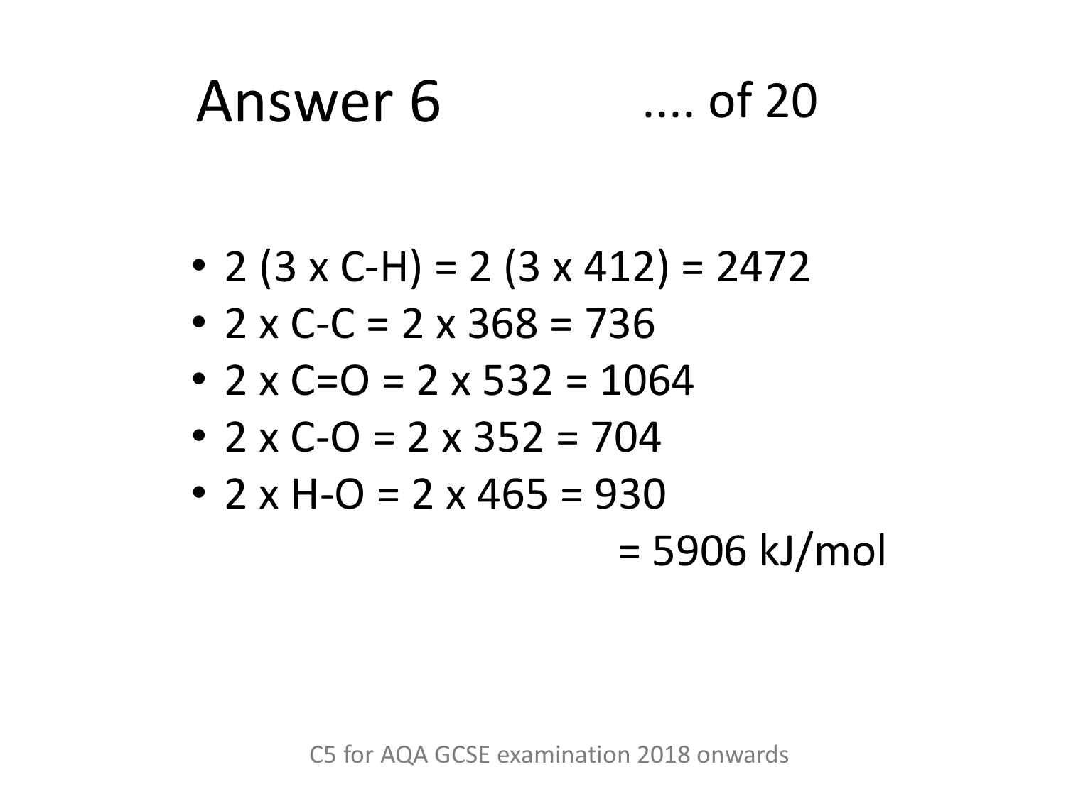# Answer 6 .... of 20

- 2 (3 x C-H) = 2 (3 x 412) = 2472
- 2 x C-C = 2 x 368 = 736
- 2 x C=O = 2 x 532 = 1064
- 2 x C-O = 2 x 352 = 704
- 2 x H-O = 2 x 465 = 930

= 5906 kJ/mol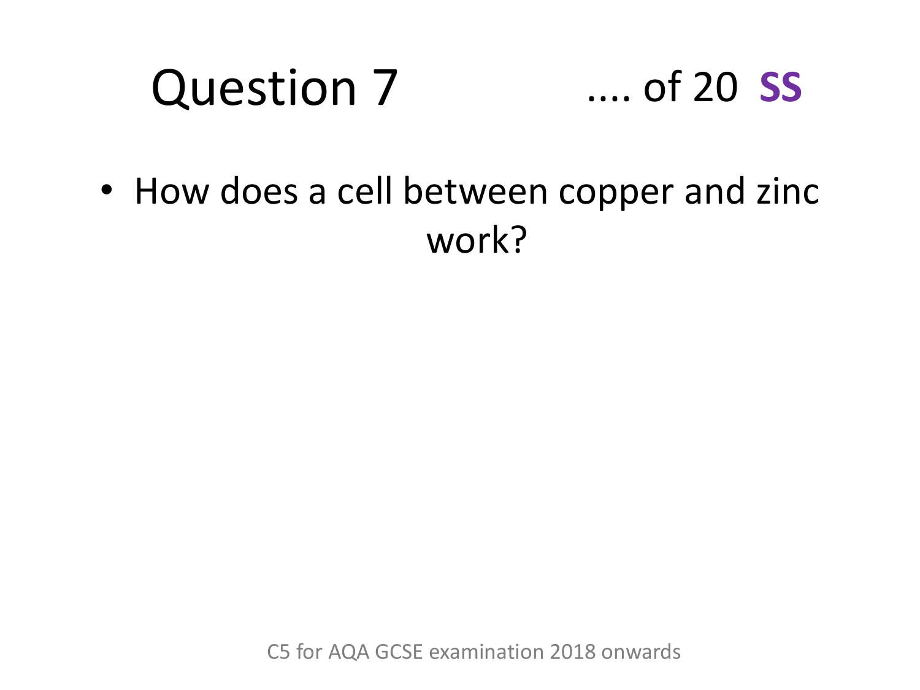# Question 7

.... of 20 **SS**

- How does a cell between copper and zinc work?

C5 for AQA GCSE examination 2018 onwards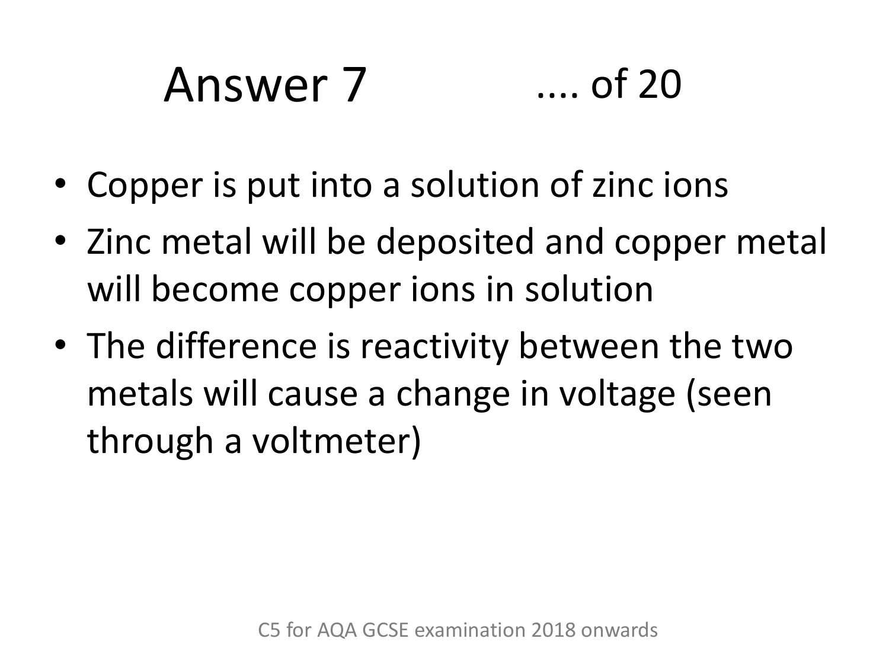# Answer 7 .... of 20

- Copper is put into a solution of zinc ions
- Zinc metal will be deposited and copper metal will become copper ions in solution
- The difference is reactivity between the two metals will cause a change in voltage (seen through a voltmeter)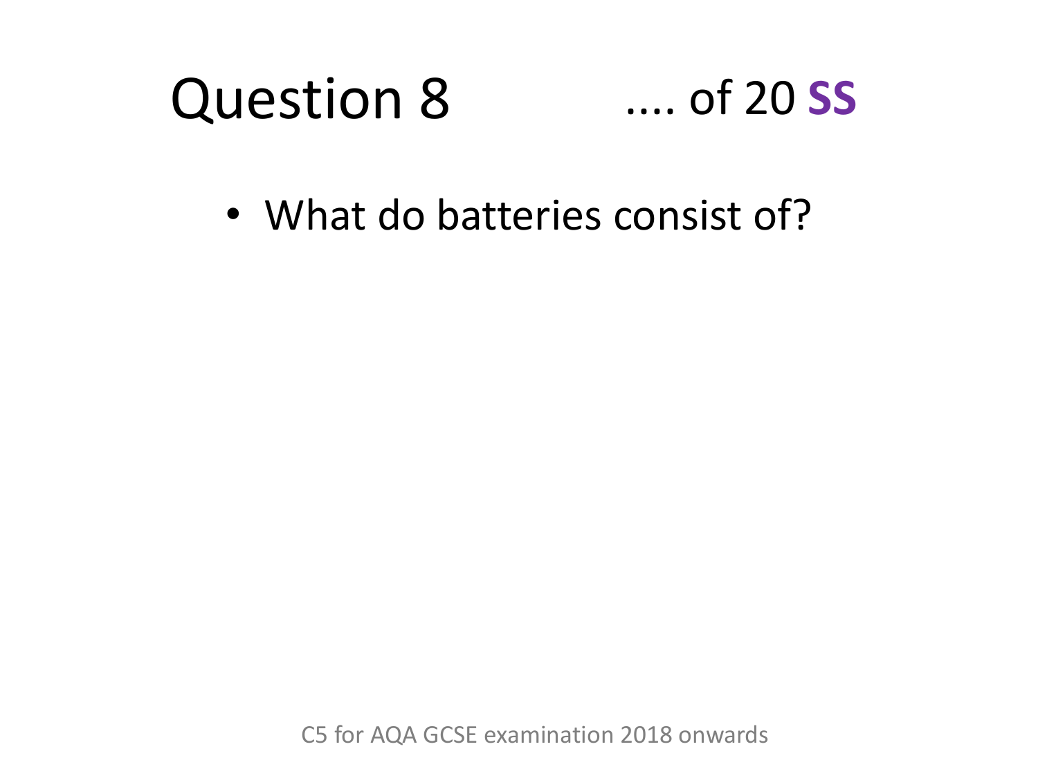# Question 8

.... of 20 **SS**

- What do batteries consist of?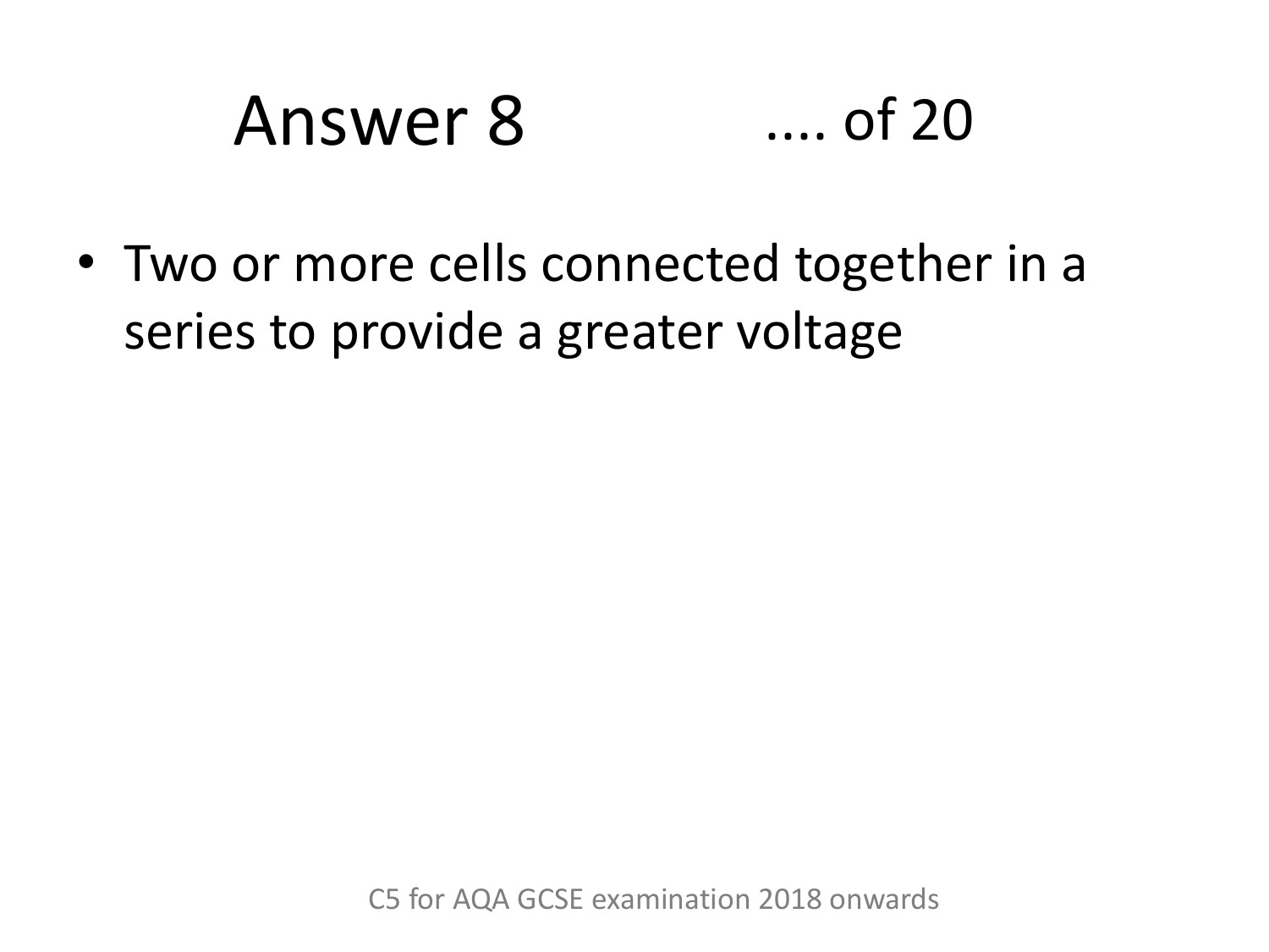# Answer 8 .... of 20

- Two or more cells connected together in a series to provide a greater voltage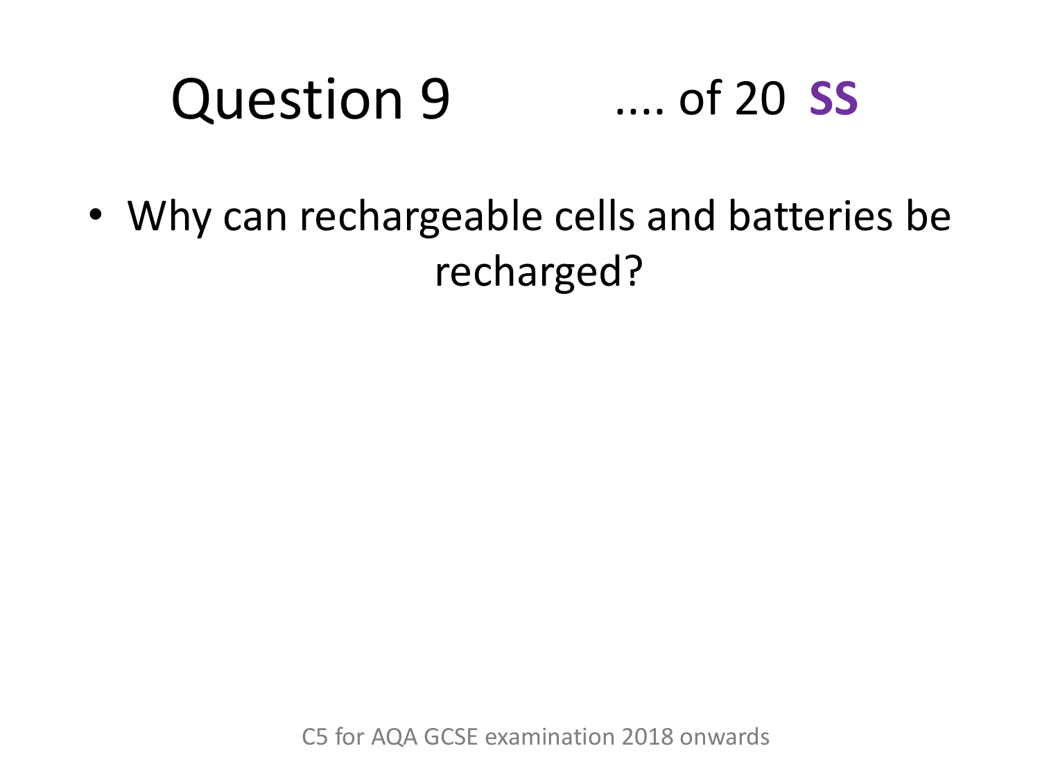# Question 9 .... of 20 **SS**

- Why can rechargeable cells and batteries be recharged?

C5 for AQA GCSE examination 2018 onwards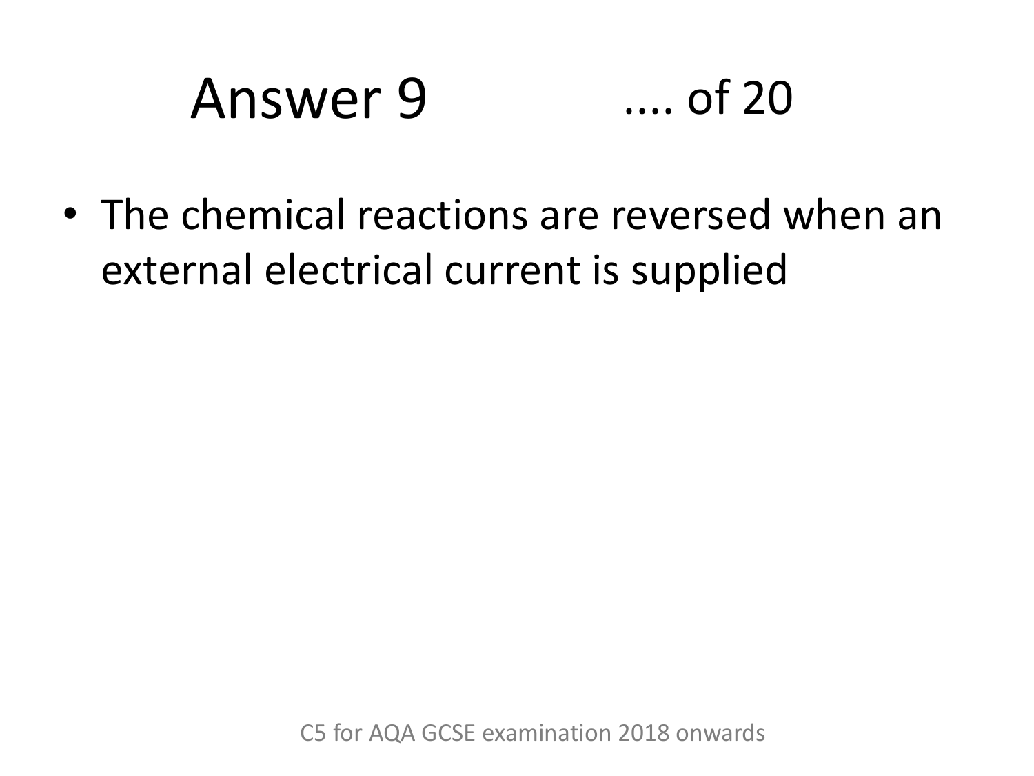# Answer 9 .... of 20

- The chemical reactions are reversed when an external electrical current is supplied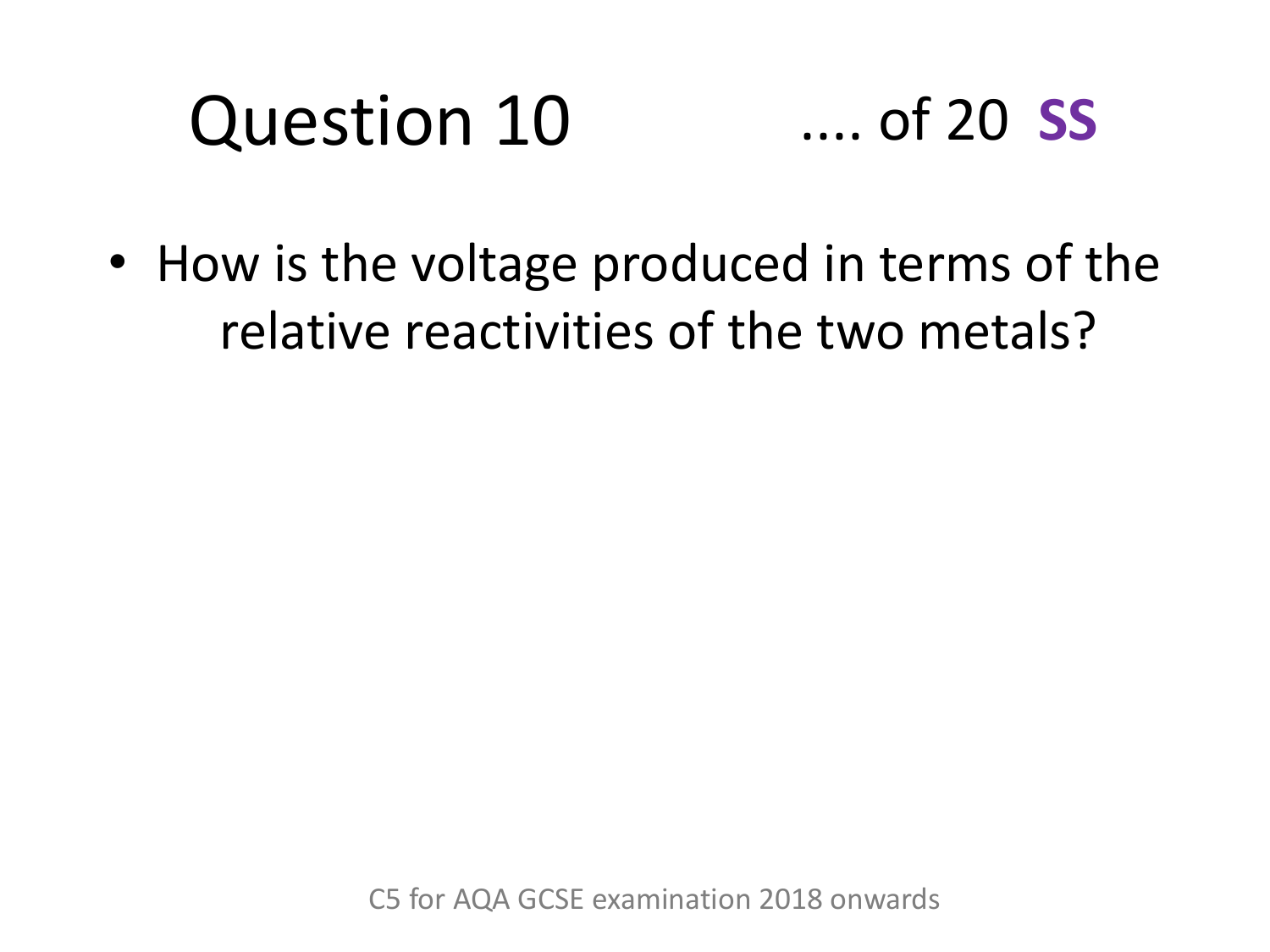# Question 10 .... of 20 **SS**

- How is the voltage produced in terms of the relative reactivities of the two metals?

C5 for AQA GCSE examination 2018 onwards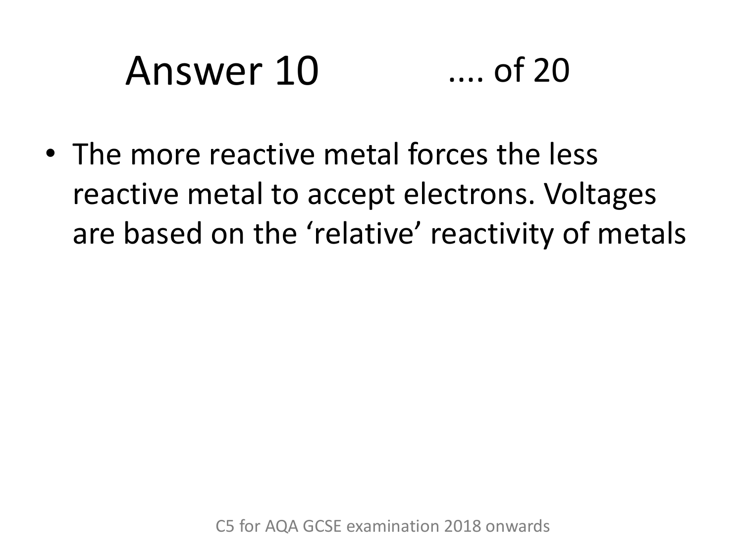# Answer 10 .... of 20

- The more reactive metal forces the less reactive metal to accept electrons. Voltages are based on the 'relative' reactivity of metals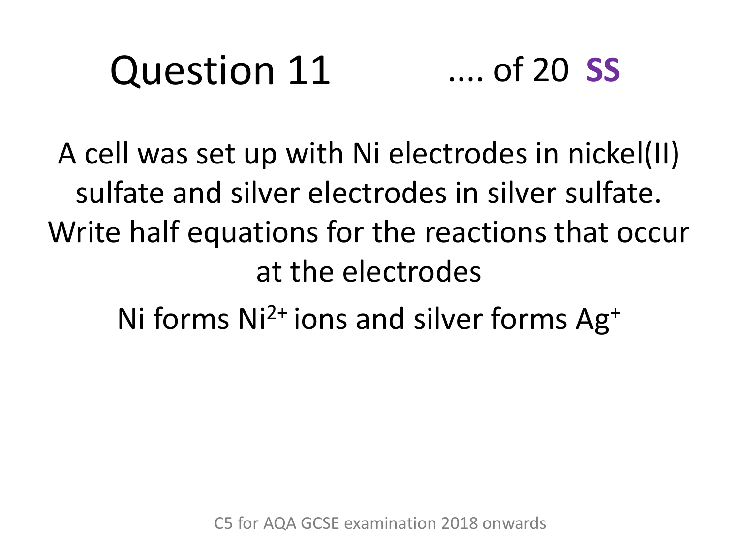# Question 11

.... of 20 **SS**

A cell was set up with Ni electrodes in nickel(II) sulfate and silver electrodes in silver sulfate. Write half equations for the reactions that occur at the electrodes

Ni forms $Ni^{2+}$ ions and silver forms $Ag^{+}$

C5 for AQA GCSE examination 2018 onwards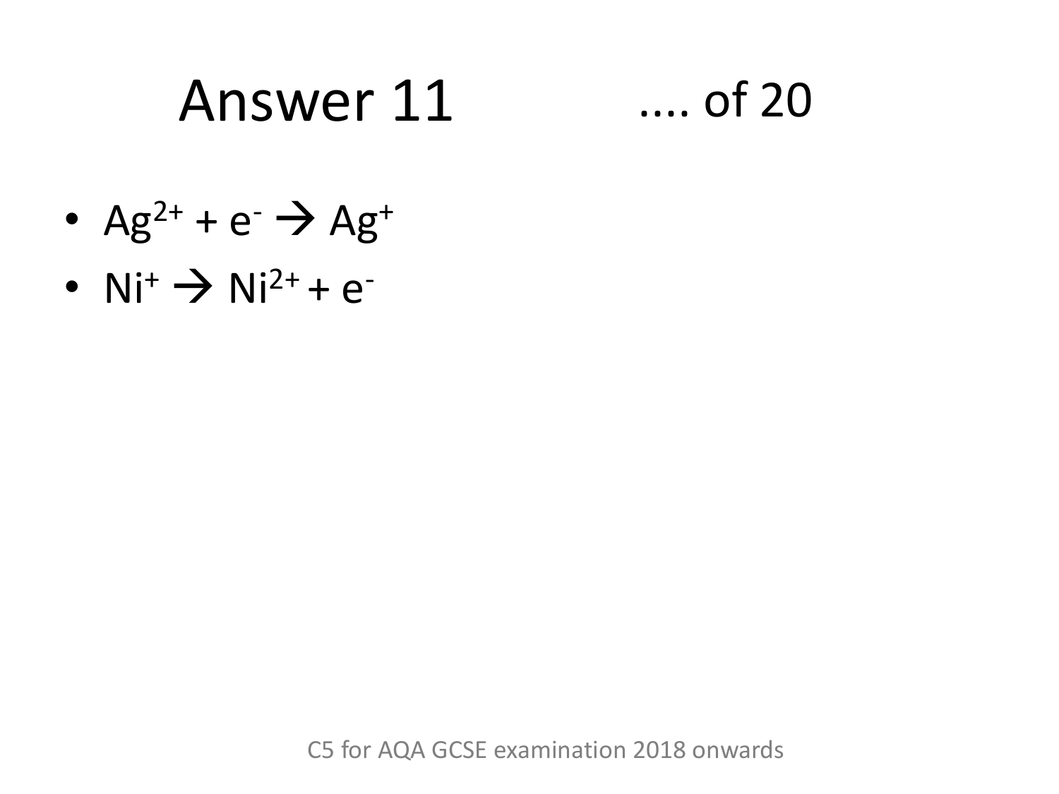# Answer 11 .... of 20

- $Ag^{2+} + e^{-} \rightarrow Ag^{+}$
- $Ni^{+} \rightarrow Ni^{2+} + e^{-}$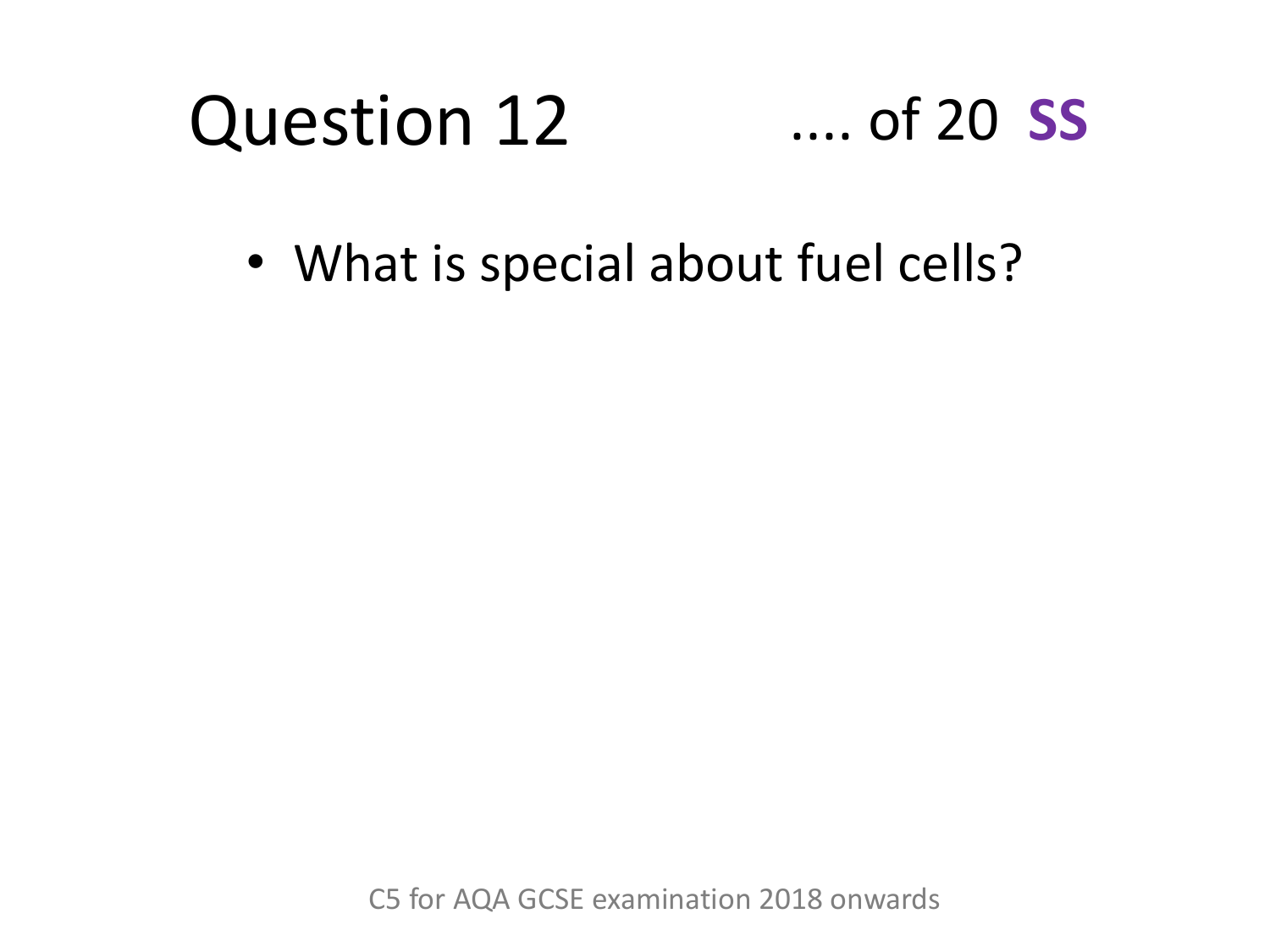# Question 12 .... of 20 **SS**

- What is special about fuel cells?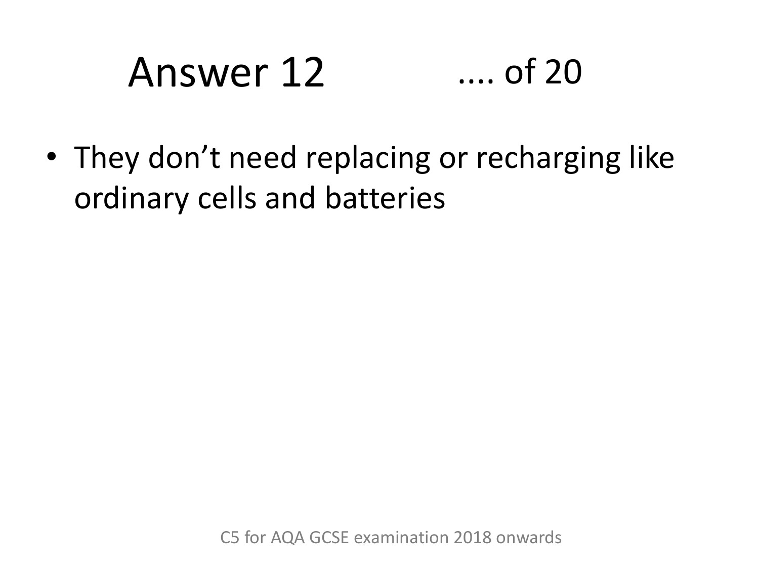# Answer 12 .... of 20

- They don't need replacing or recharging like ordinary cells and batteries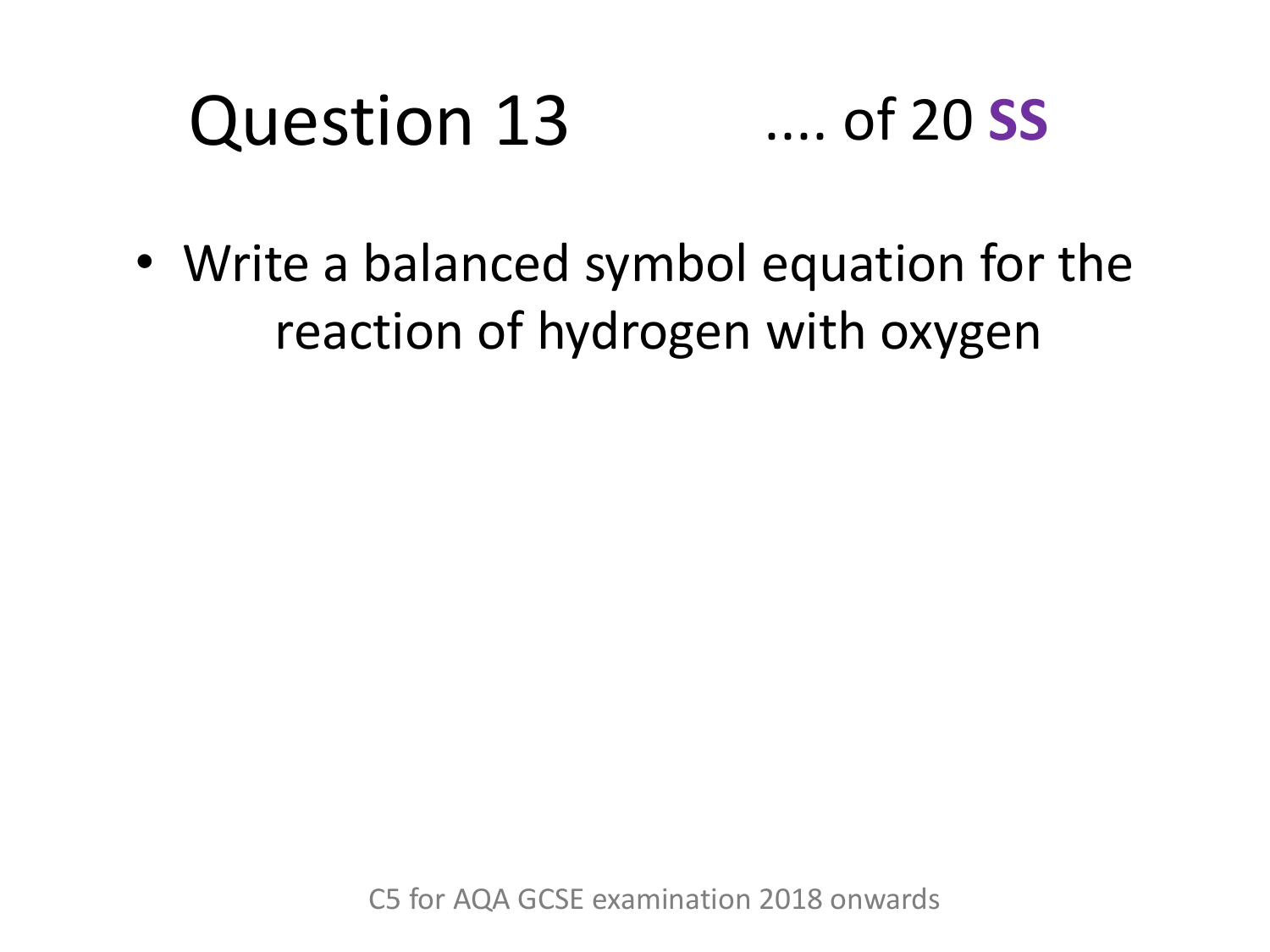# Question 13

.... of 20 **SS**

- Write a balanced symbol equation for the reaction of hydrogen with oxygen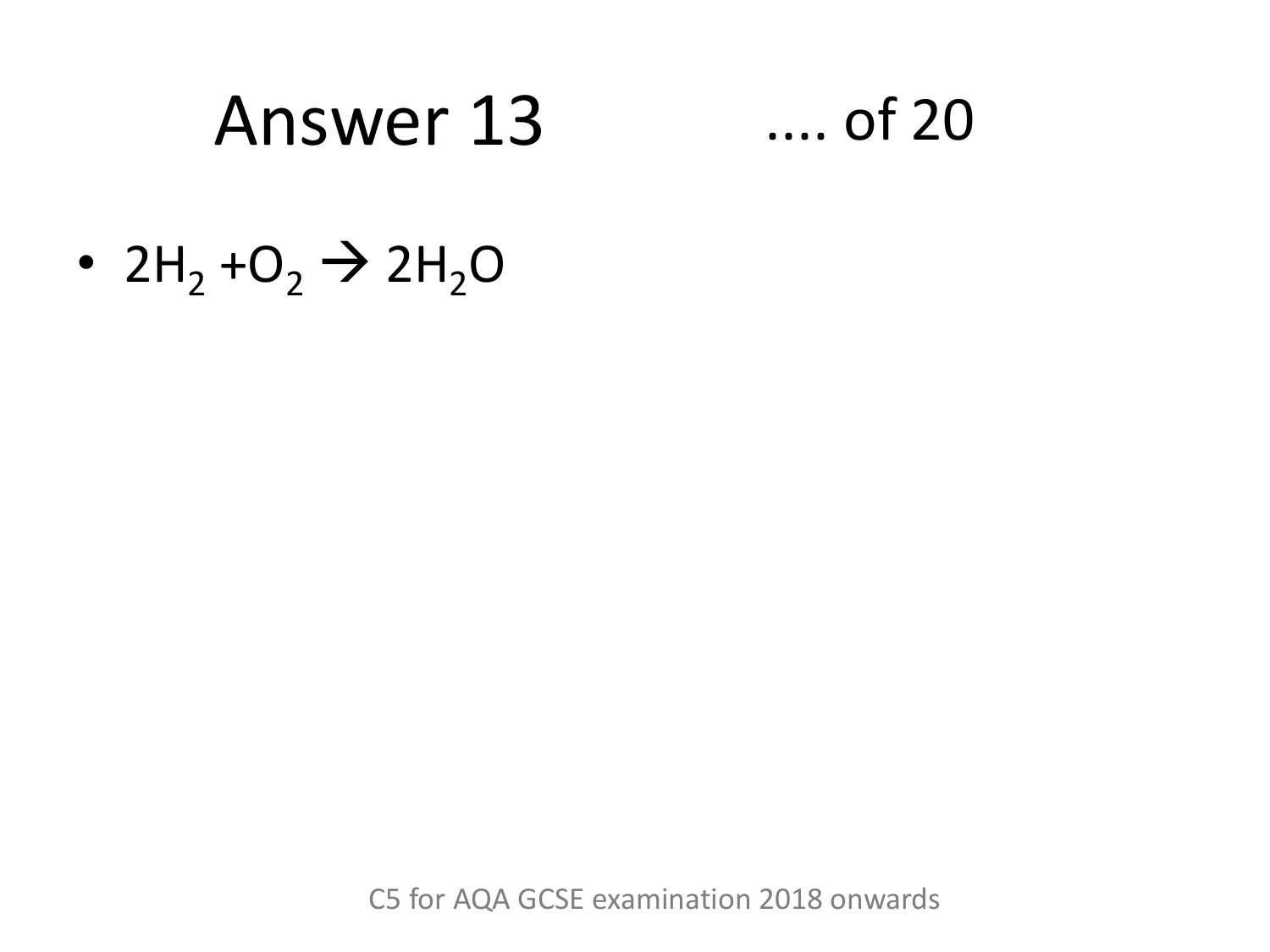# Answer 13 .... of 20

- $2H_2 + O_2 \rightarrow 2H_2O$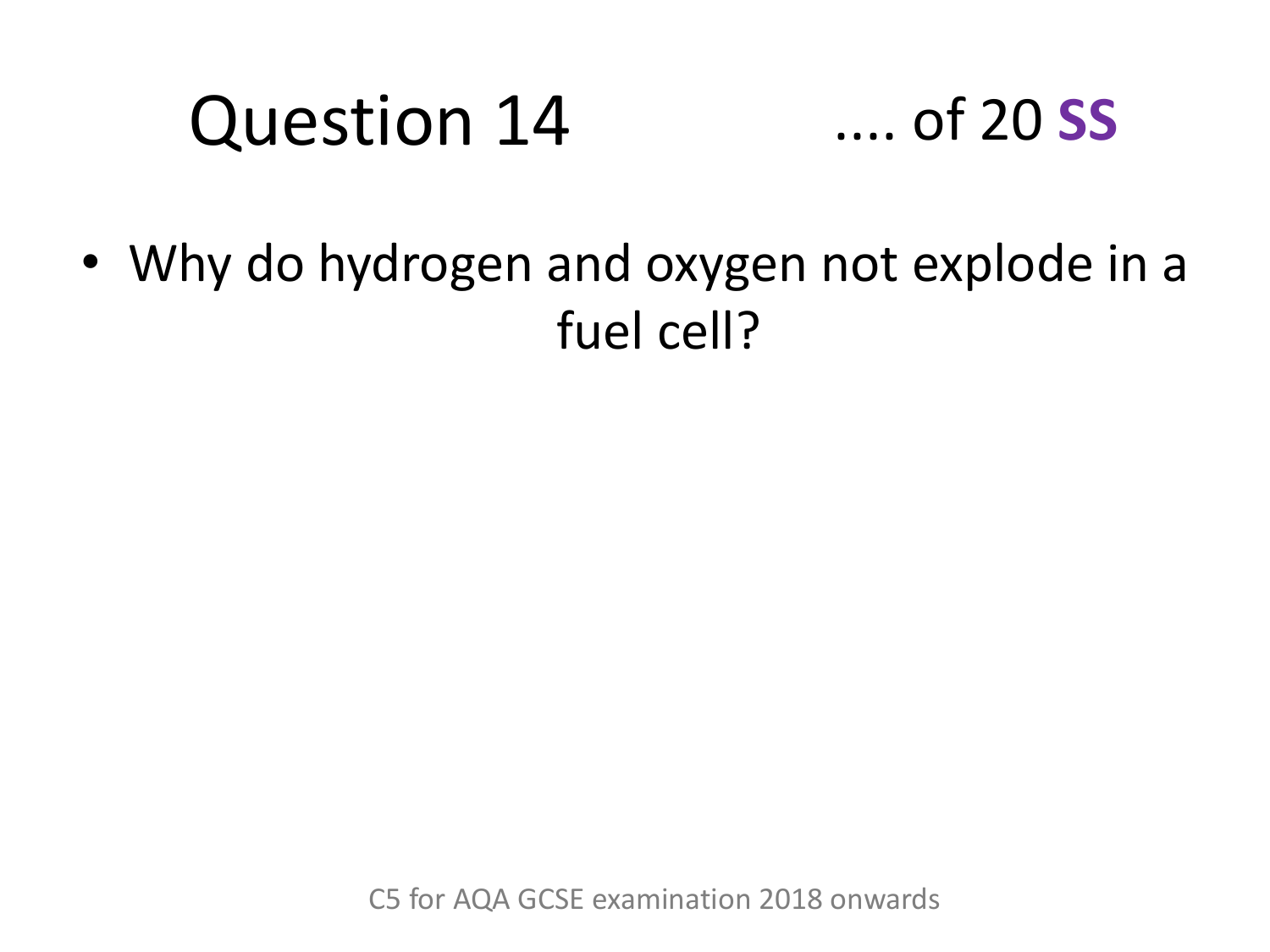# Question 14

.... of 20 **SS**

- Why do hydrogen and oxygen not explode in a fuel cell?

C5 for AQA GCSE examination 2018 onwards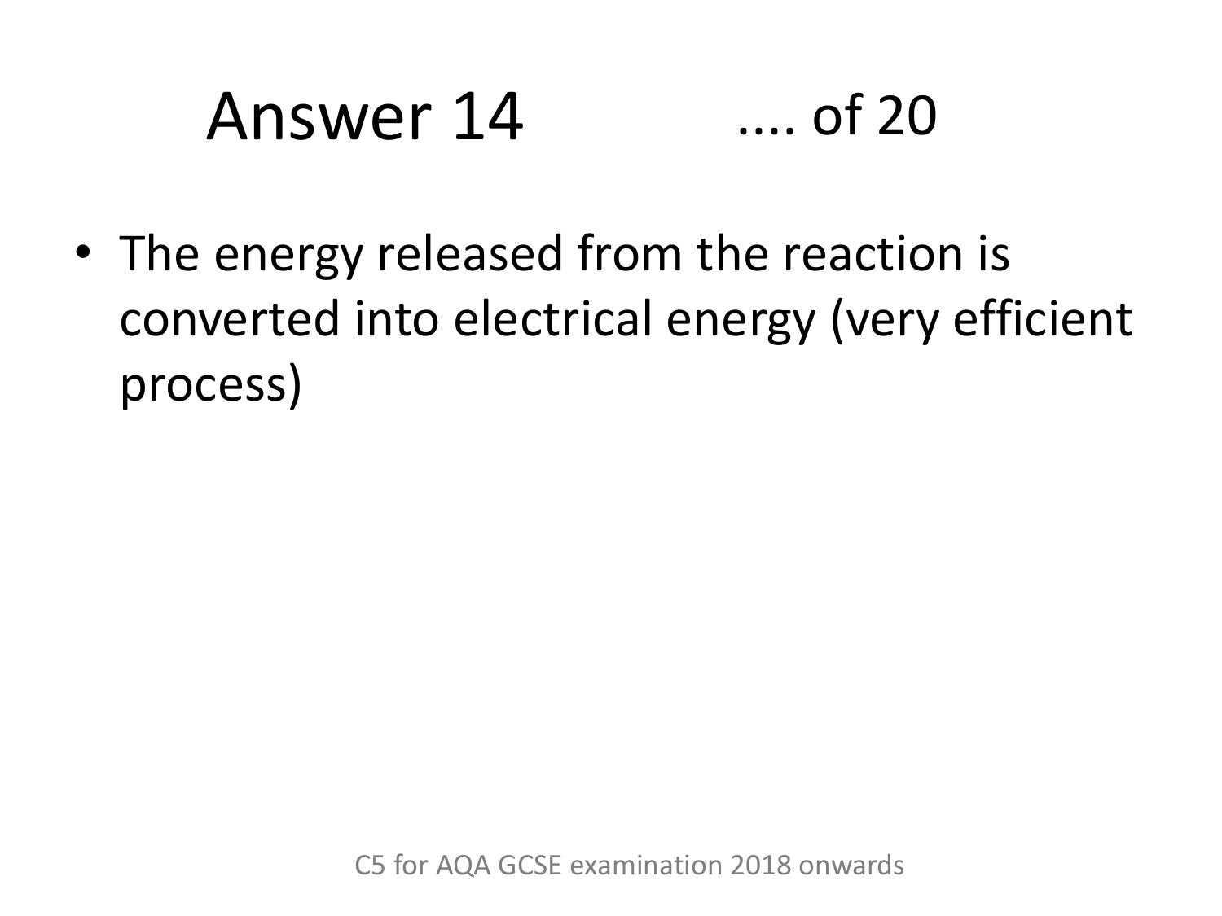# Answer 14 .... of 20

- The energy released from the reaction is converted into electrical energy (very efficient process)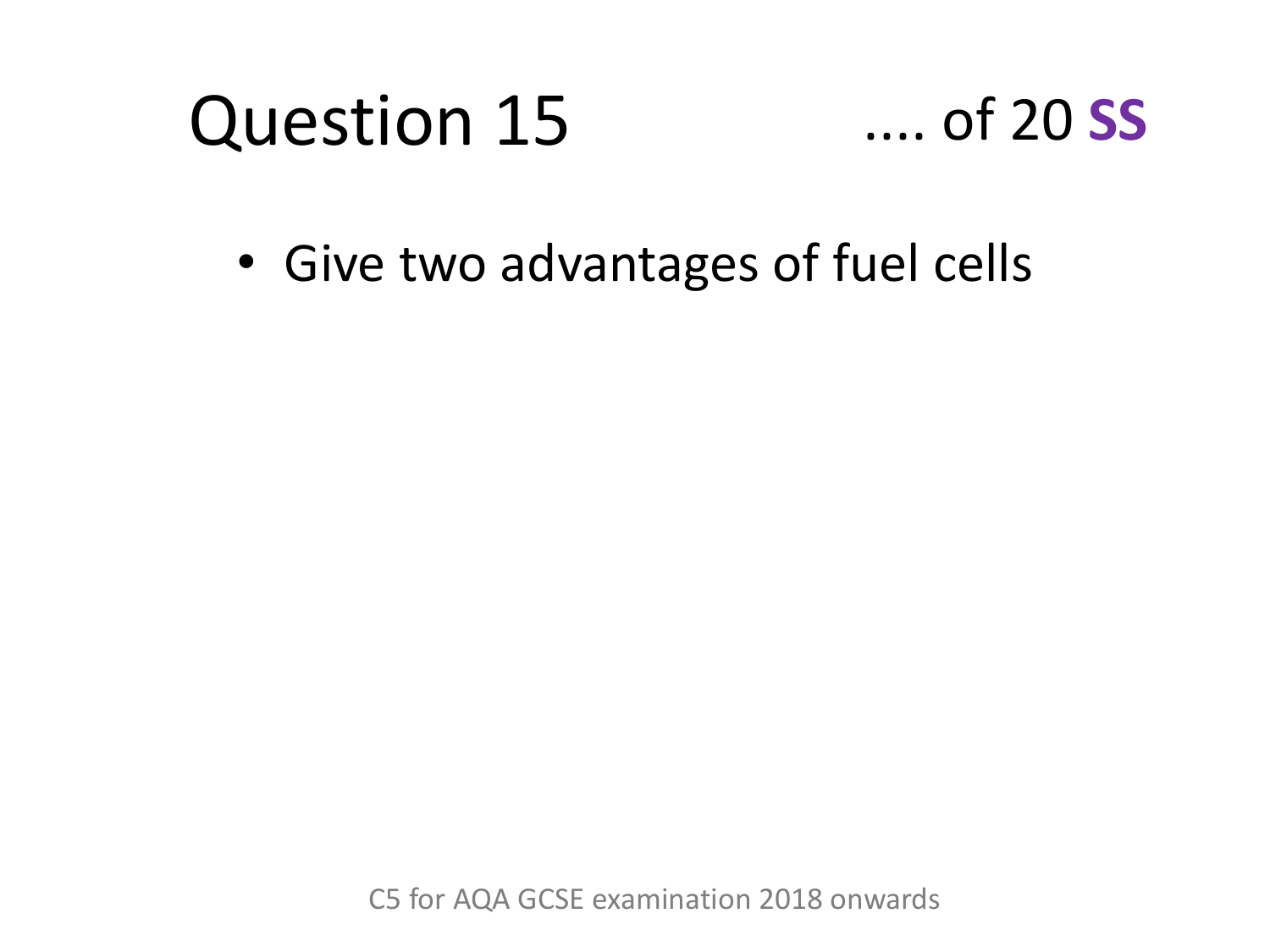# Question 15

.... of 20 **SS**

- Give two advantages of fuel cells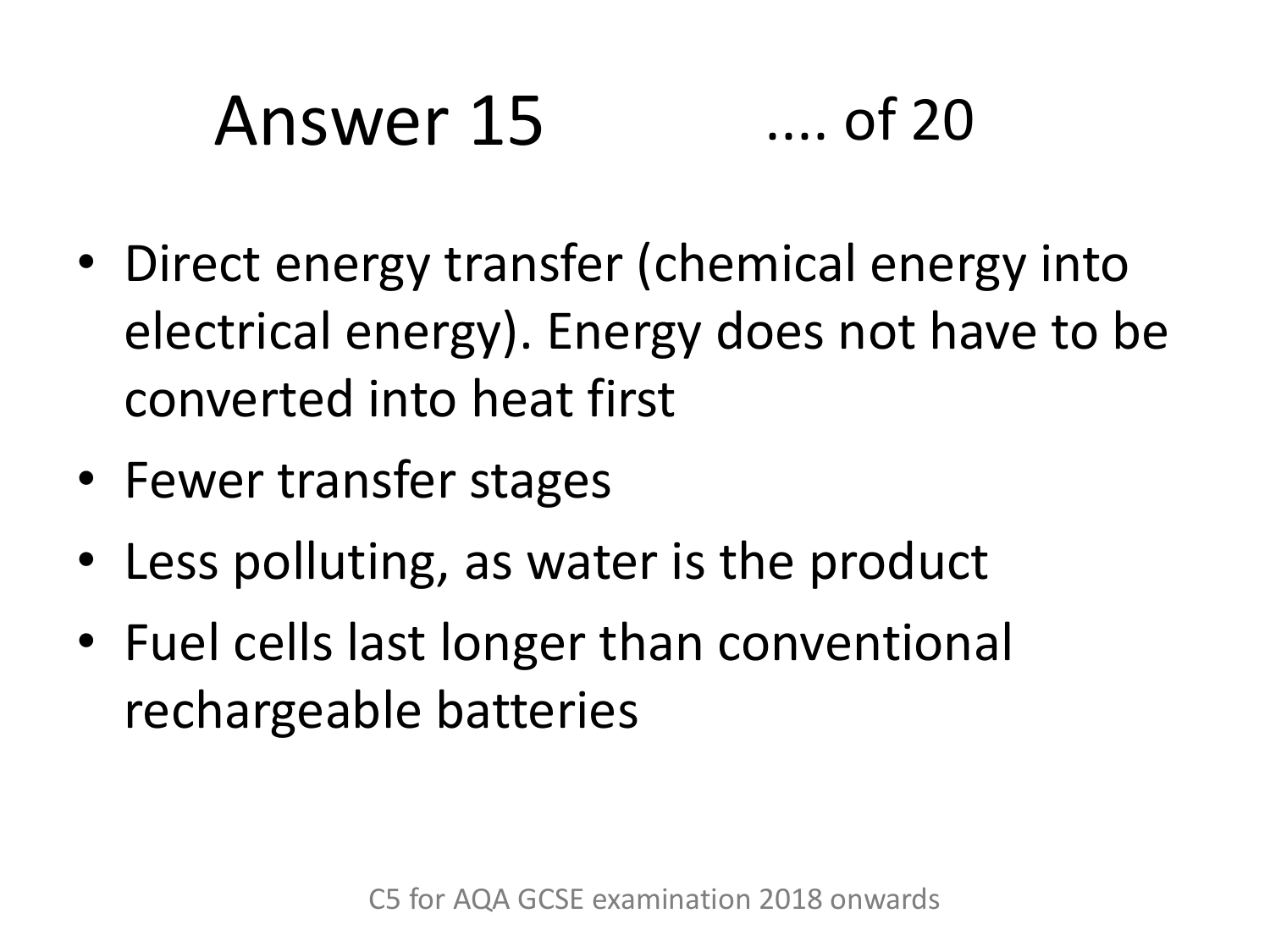# Answer 15 .... of 20

- Direct energy transfer (chemical energy into electrical energy). Energy does not have to be converted into heat first
- Fewer transfer stages
- Less polluting, as water is the product
- Fuel cells last longer than conventional rechargeable batteries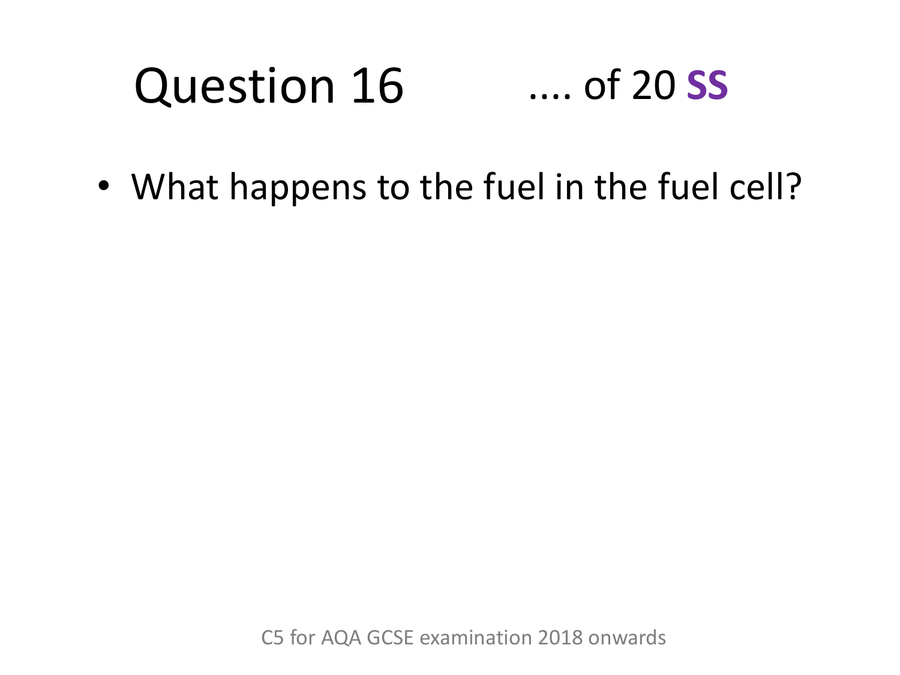# Question 16 .... of 20 **SS**

- What happens to the fuel in the fuel cell?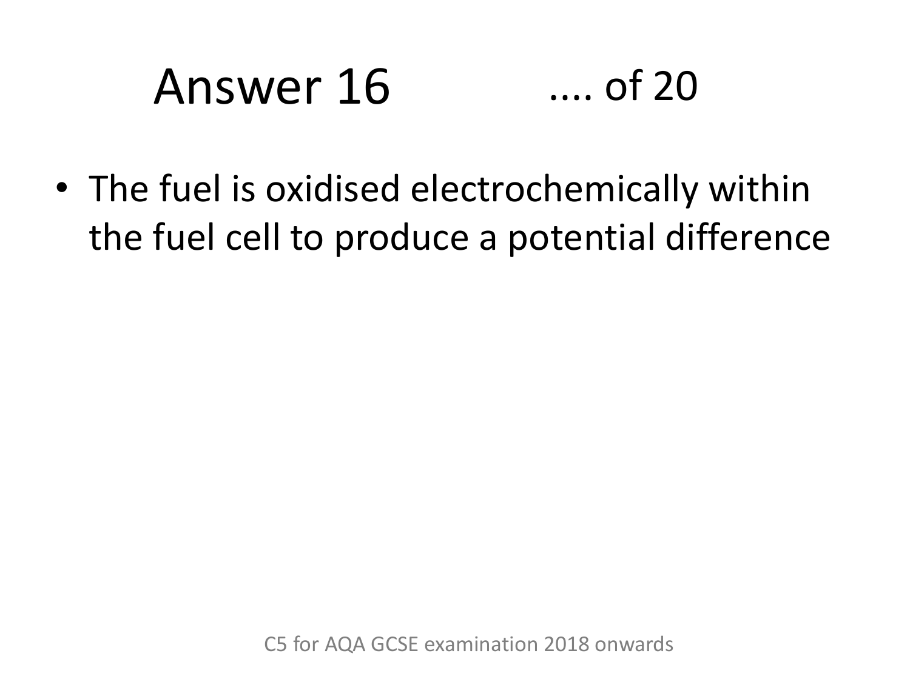# Answer 16 .... of 20

- The fuel is oxidised electrochemically within the fuel cell to produce a potential difference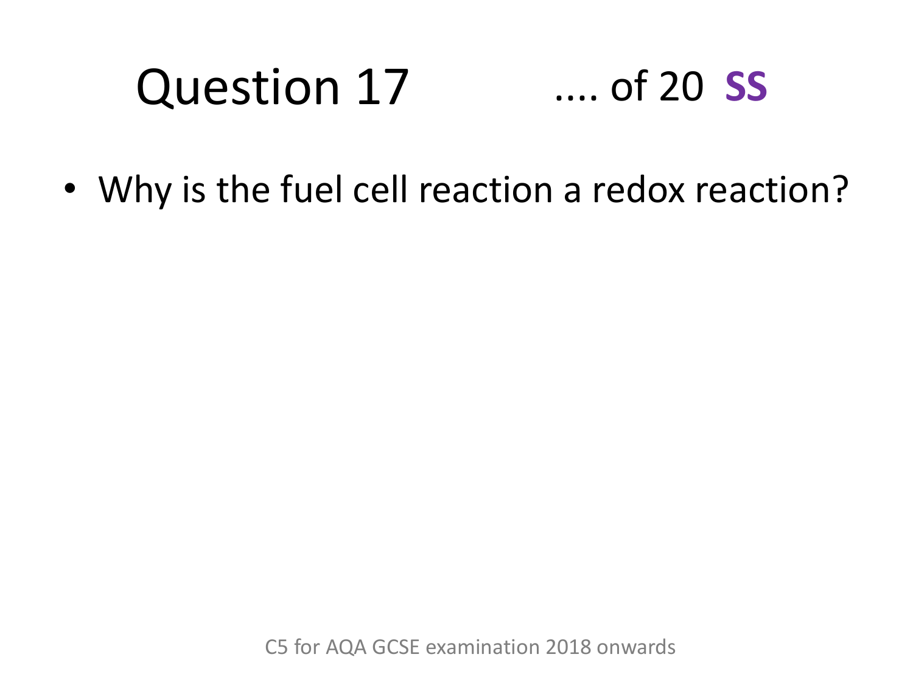# Question 17 .... of 20 **SS**

- Why is the fuel cell reaction a redox reaction?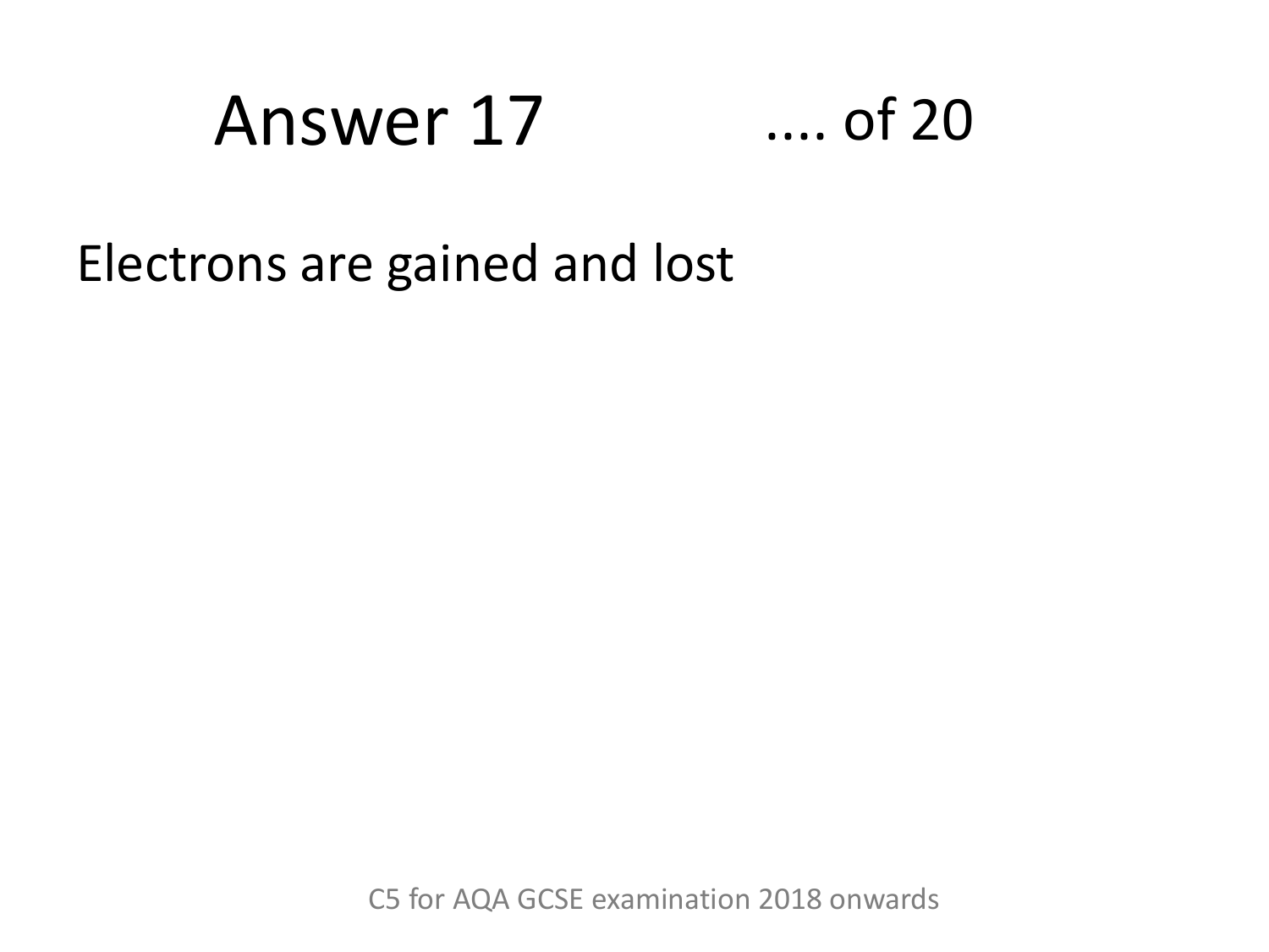# Answer 17 .... of 20

Electrons are gained and lost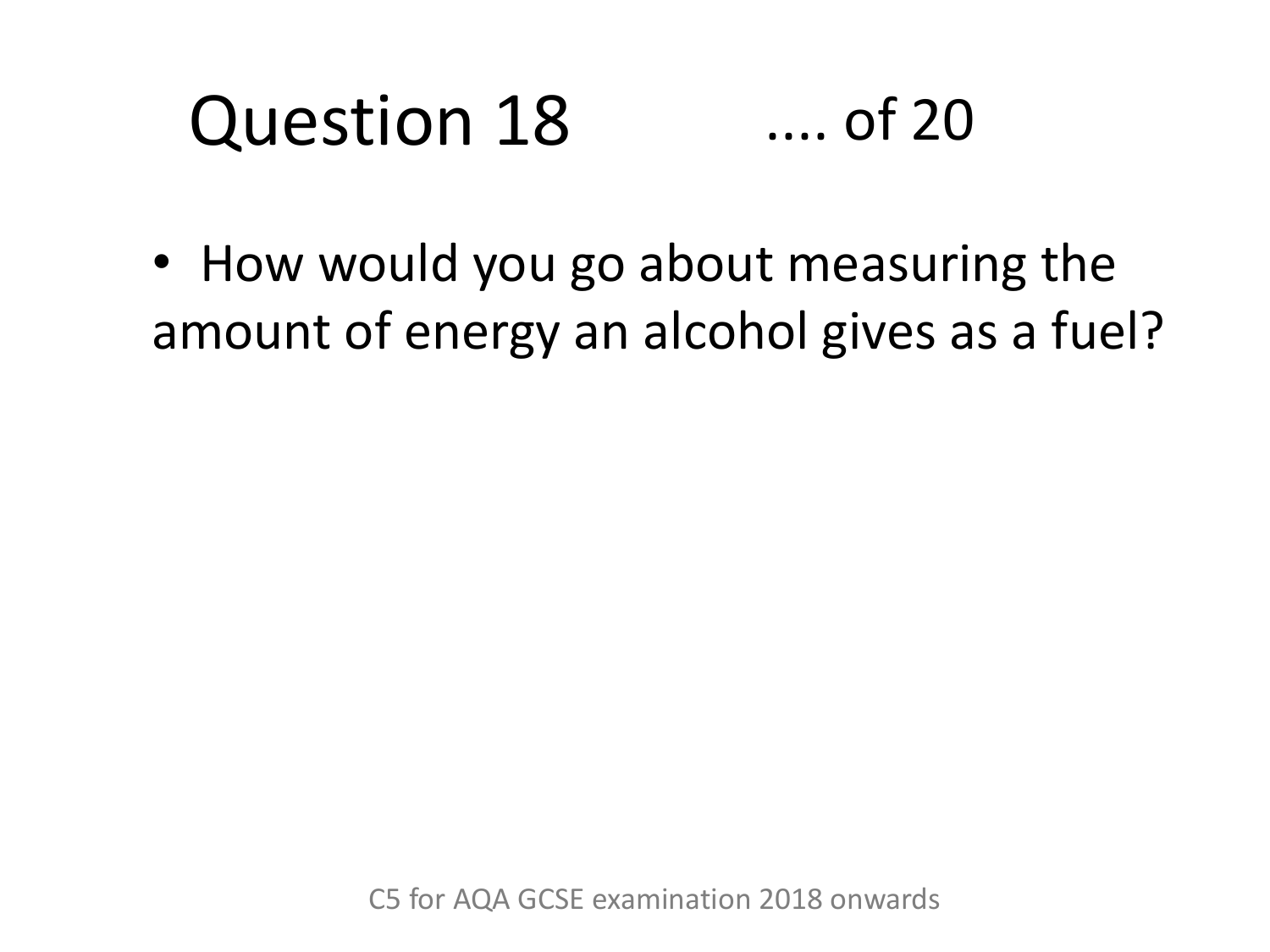# Question 18 .... of 20

- How would you go about measuring the amount of energy an alcohol gives as a fuel?

C5 for AQA GCSE examination 2018 onwards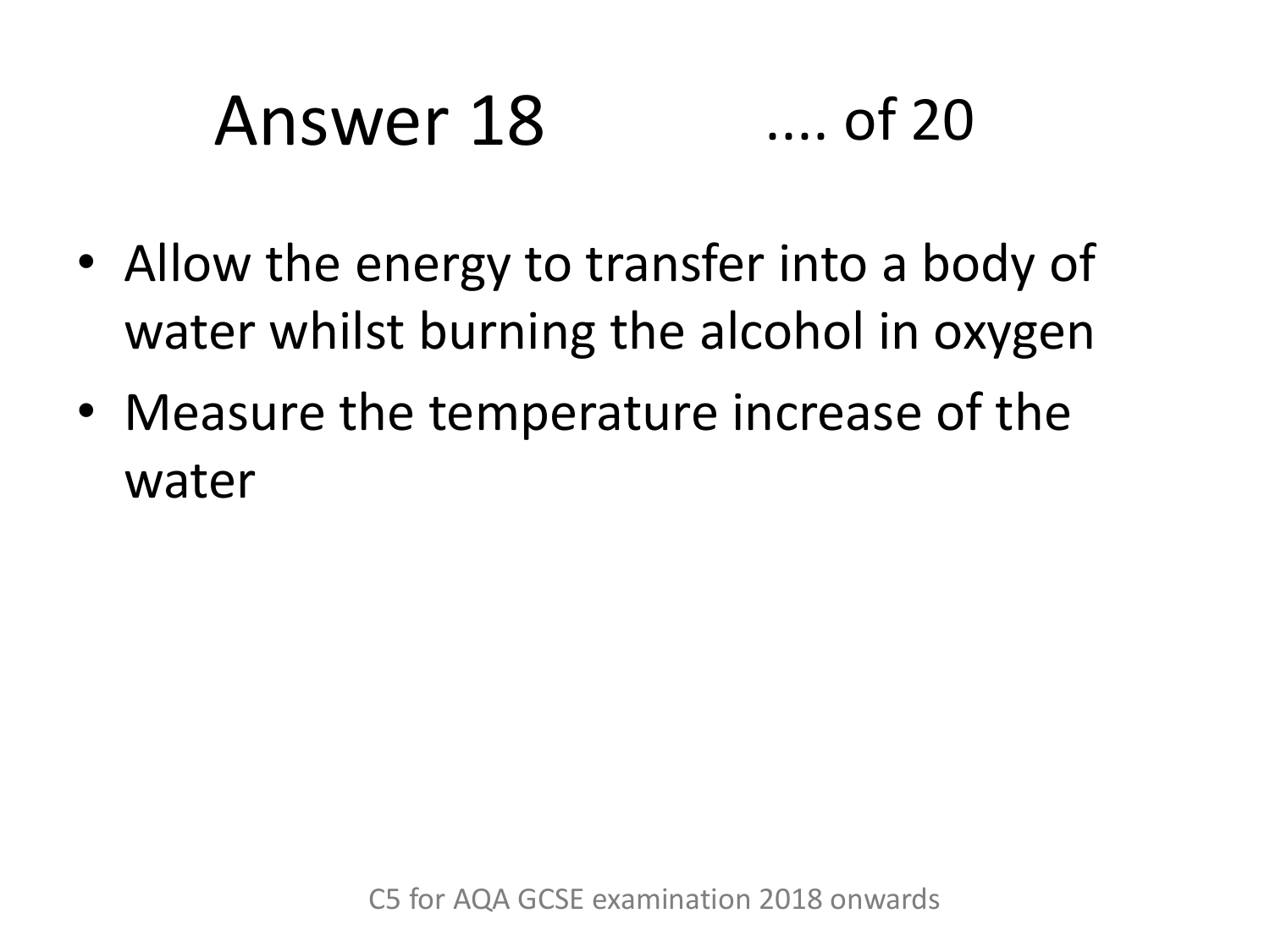# Answer 18 .... of 20

- Allow the energy to transfer into a body of water whilst burning the alcohol in oxygen
- Measure the temperature increase of the water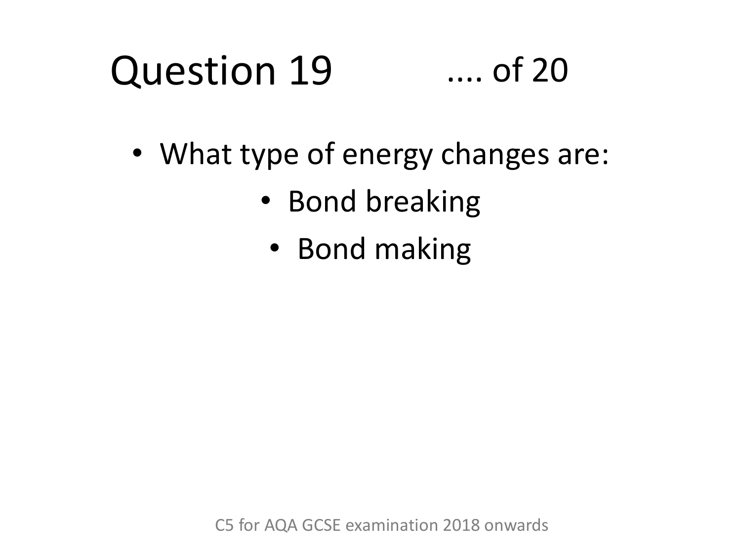# Question 19

.... of 20

- What type of energy changes are:
  - Bond breaking
  - Bond making

C5 for AQA GCSE examination 2018 onwards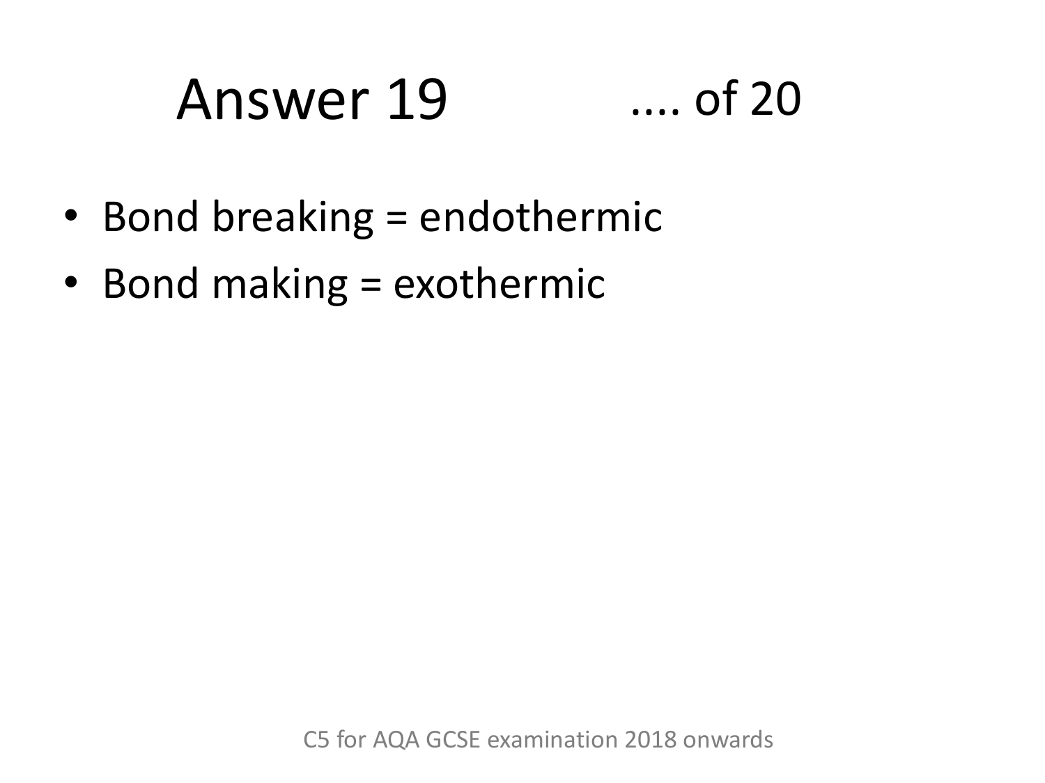# Answer 19 .... of 20

- Bond breaking = endothermic
- Bond making = exothermic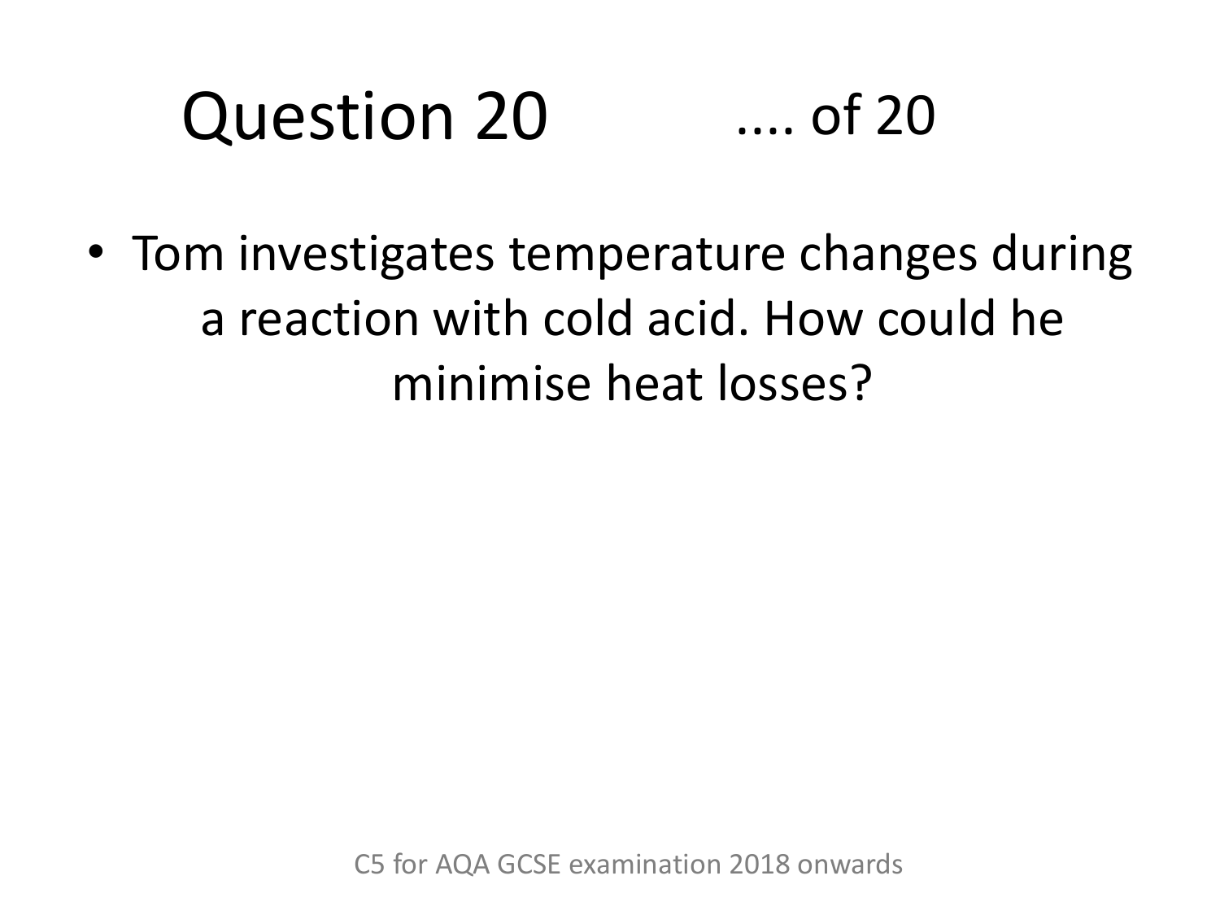# Question 20

.... of 20

- Tom investigates temperature changes during a reaction with cold acid. How could he minimise heat losses?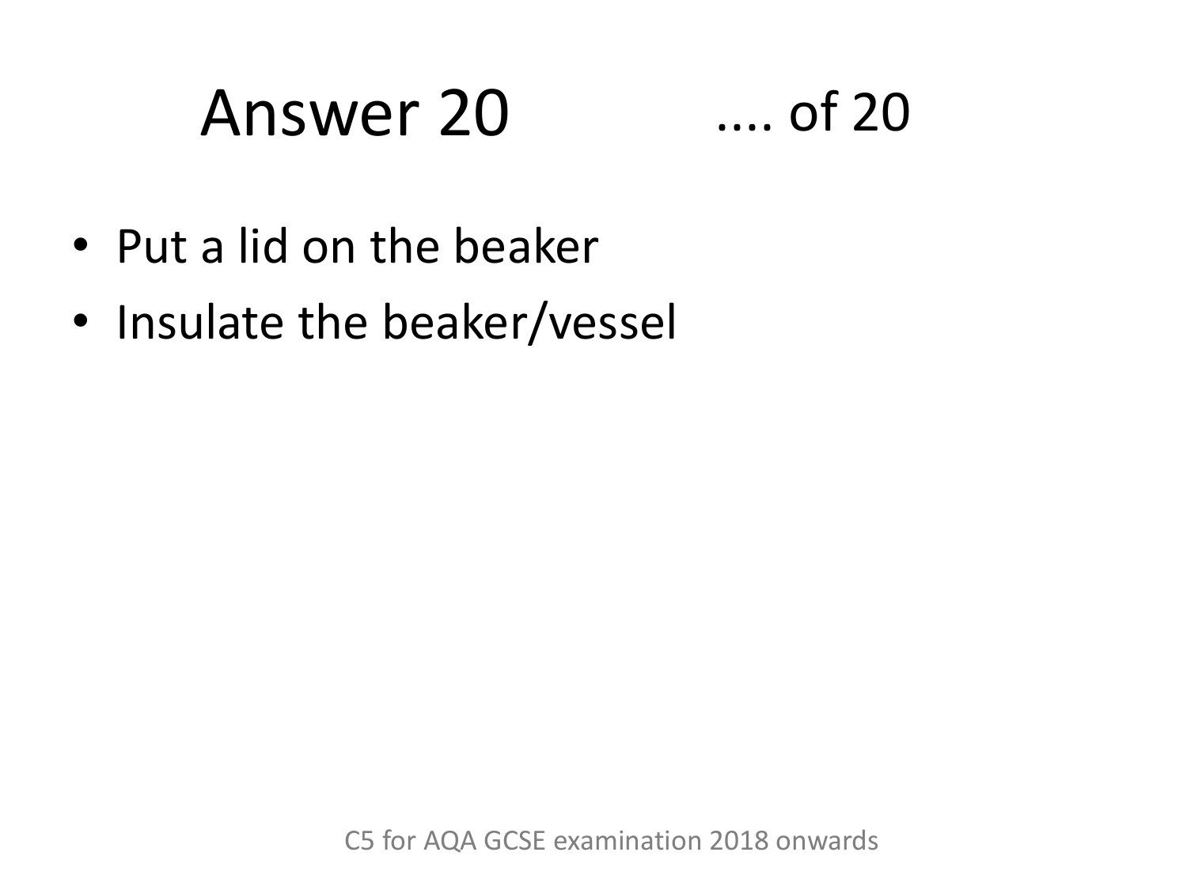# Answer 20

.... of 20

- Put a lid on the beaker
- Insulate the beaker/vessel